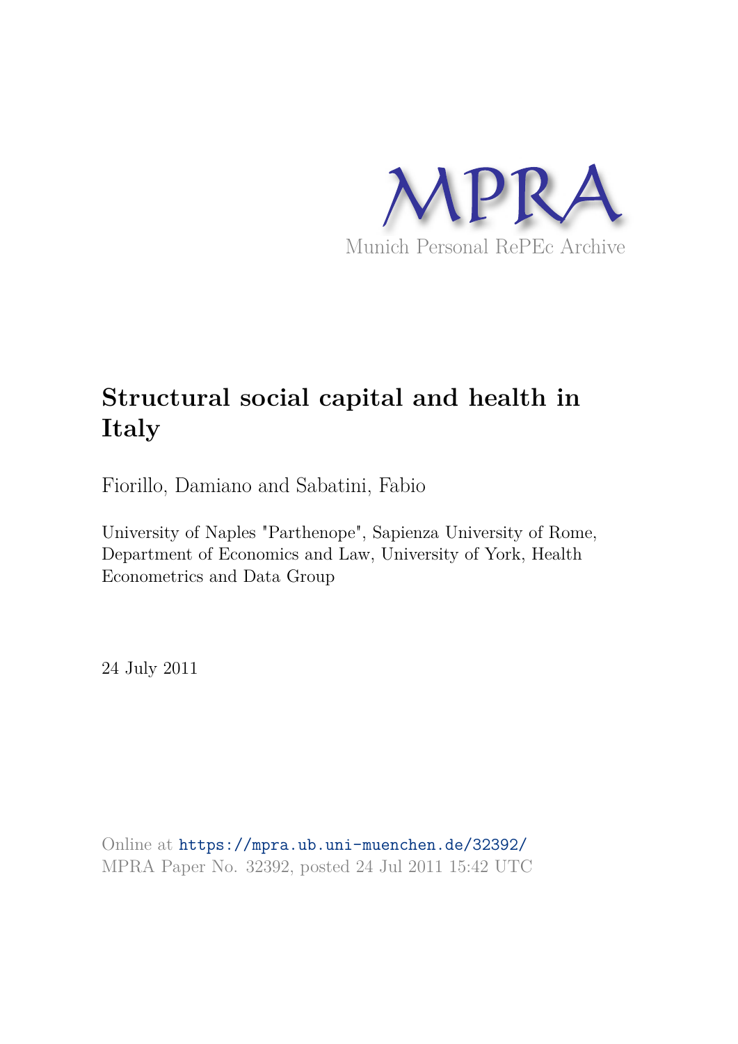MPRA

Munich Personal RePEc Archive

# Structural social capital and health in Italy

Fiorillo, Damiano and Sabatini, Fabio

University of Naples "Parthenope", Sapienza University of Rome, Department of Economics and Law, University of York, Health Econometrics and Data Group

24 July 2011

Online at https://mpra.ub.uni-muenchen.de/32392/
MPRA Paper No. 32392, posted 24 Jul 2011 15:42 UTC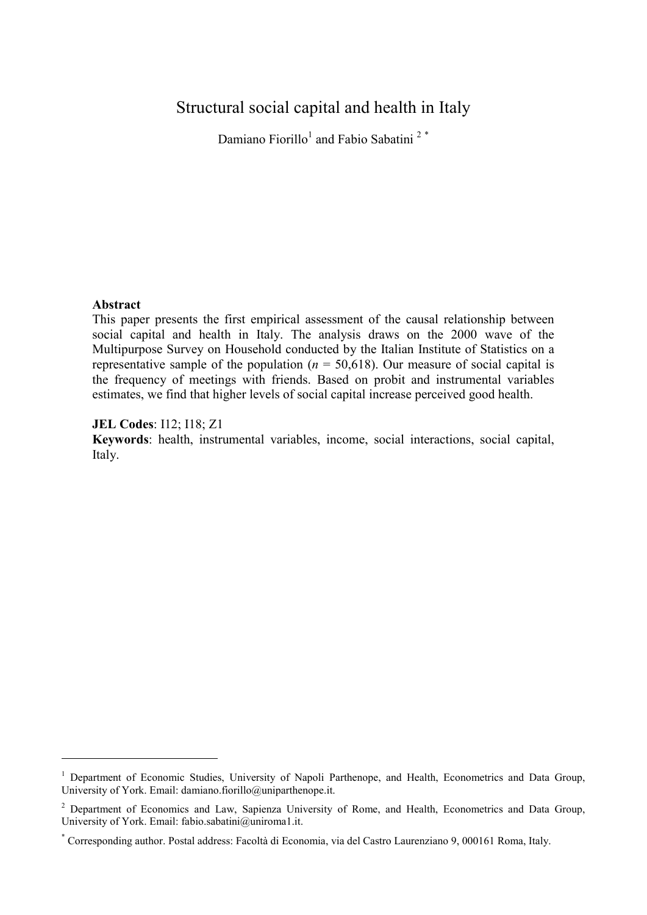# Structural social capital and health in Italy

Damiano Fiorillo[1] and Fabio Sabatini [2 *]

**Abstract**

This paper presents the first empirical assessment of the causal relationship between social capital and health in Italy. The analysis draws on the 2000 wave of the Multipurpose Survey on Household conducted by the Italian Institute of Statistics on a representative sample of the population ($n$ = 50,618). Our measure of social capital is the frequency of meetings with friends. Based on probit and instrumental variables estimates, we find that higher levels of social capital increase perceived good health.

**JEL Codes**: I12; I18; Z1

**Keywords**: health, instrumental variables, income, social interactions, social capital, Italy.

---

[1] Department of Economic Studies, University of Napoli Parthenope, and Health, Econometrics and Data Group, University of York. Email: damiano.fiorillo@uniparthenope.it.

[2] Department of Economics and Law, Sapienza University of Rome, and Health, Econometrics and Data Group, University of York. Email: fabio.sabatini@uniroma1.it.

[*] Corresponding author. Postal address: Facoltà di Economia, via del Castro Laurenziano 9, 000161 Roma, Italy.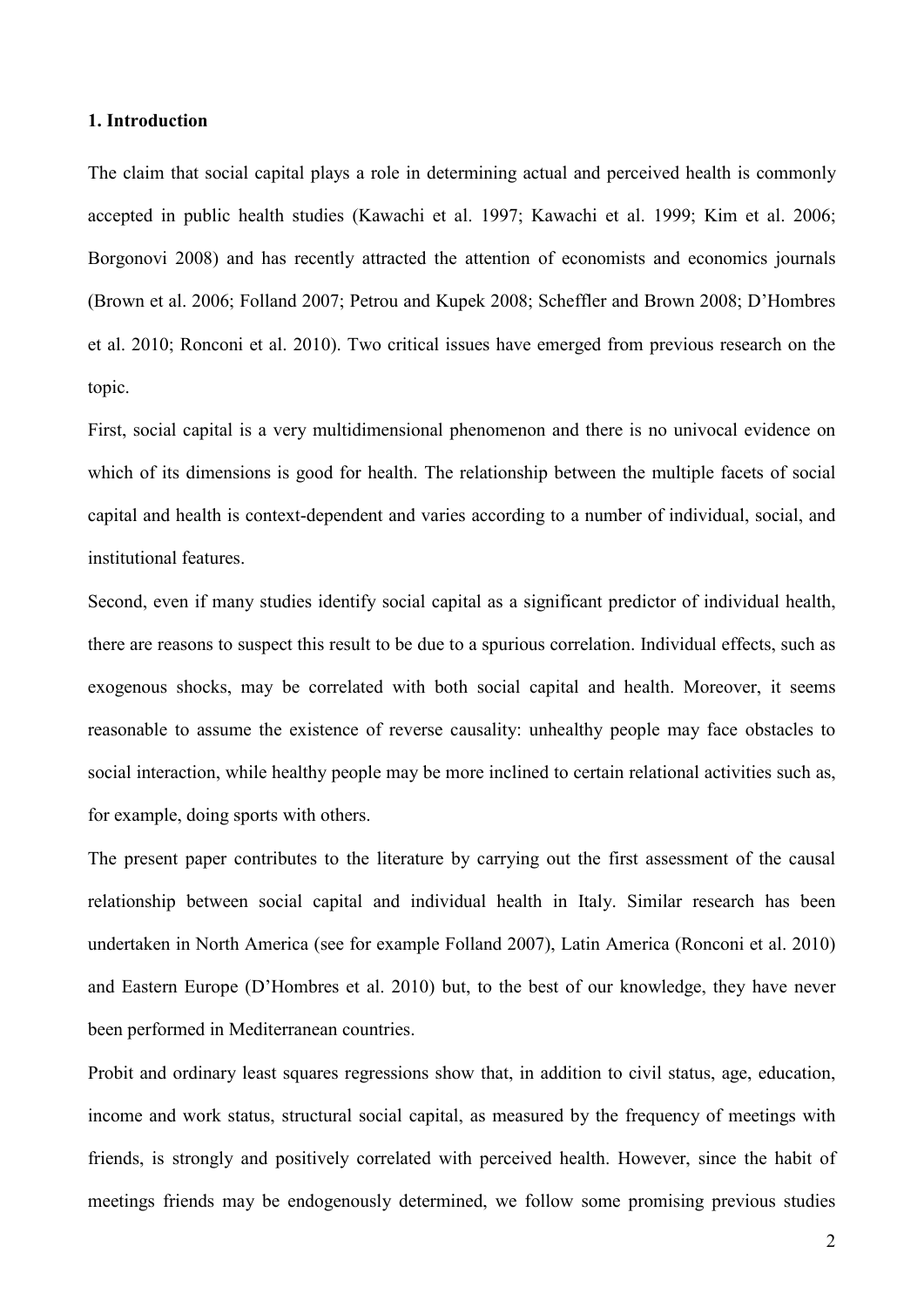## 1. Introduction

The claim that social capital plays a role in determining actual and perceived health is commonly accepted in public health studies (Kawachi et al. 1997; Kawachi et al. 1999; Kim et al. 2006; Borgonovi 2008) and has recently attracted the attention of economists and economics journals (Brown et al. 2006; Folland 2007; Petrou and Kupek 2008; Scheffler and Brown 2008; D'Hombres et al. 2010; Ronconi et al. 2010). Two critical issues have emerged from previous research on the topic.

First, social capital is a very multidimensional phenomenon and there is no univocal evidence on which of its dimensions is good for health. The relationship between the multiple facets of social capital and health is context-dependent and varies according to a number of individual, social, and institutional features.

Second, even if many studies identify social capital as a significant predictor of individual health, there are reasons to suspect this result to be due to a spurious correlation. Individual effects, such as exogenous shocks, may be correlated with both social capital and health. Moreover, it seems reasonable to assume the existence of reverse causality: unhealthy people may face obstacles to social interaction, while healthy people may be more inclined to certain relational activities such as, for example, doing sports with others.

The present paper contributes to the literature by carrying out the first assessment of the causal relationship between social capital and individual health in Italy. Similar research has been undertaken in North America (see for example Folland 2007), Latin America (Ronconi et al. 2010) and Eastern Europe (D'Hombres et al. 2010) but, to the best of our knowledge, they have never been performed in Mediterranean countries.

Probit and ordinary least squares regressions show that, in addition to civil status, age, education, income and work status, structural social capital, as measured by the frequency of meetings with friends, is strongly and positively correlated with perceived health. However, since the habit of meetings friends may be endogenously determined, we follow some promising previous studies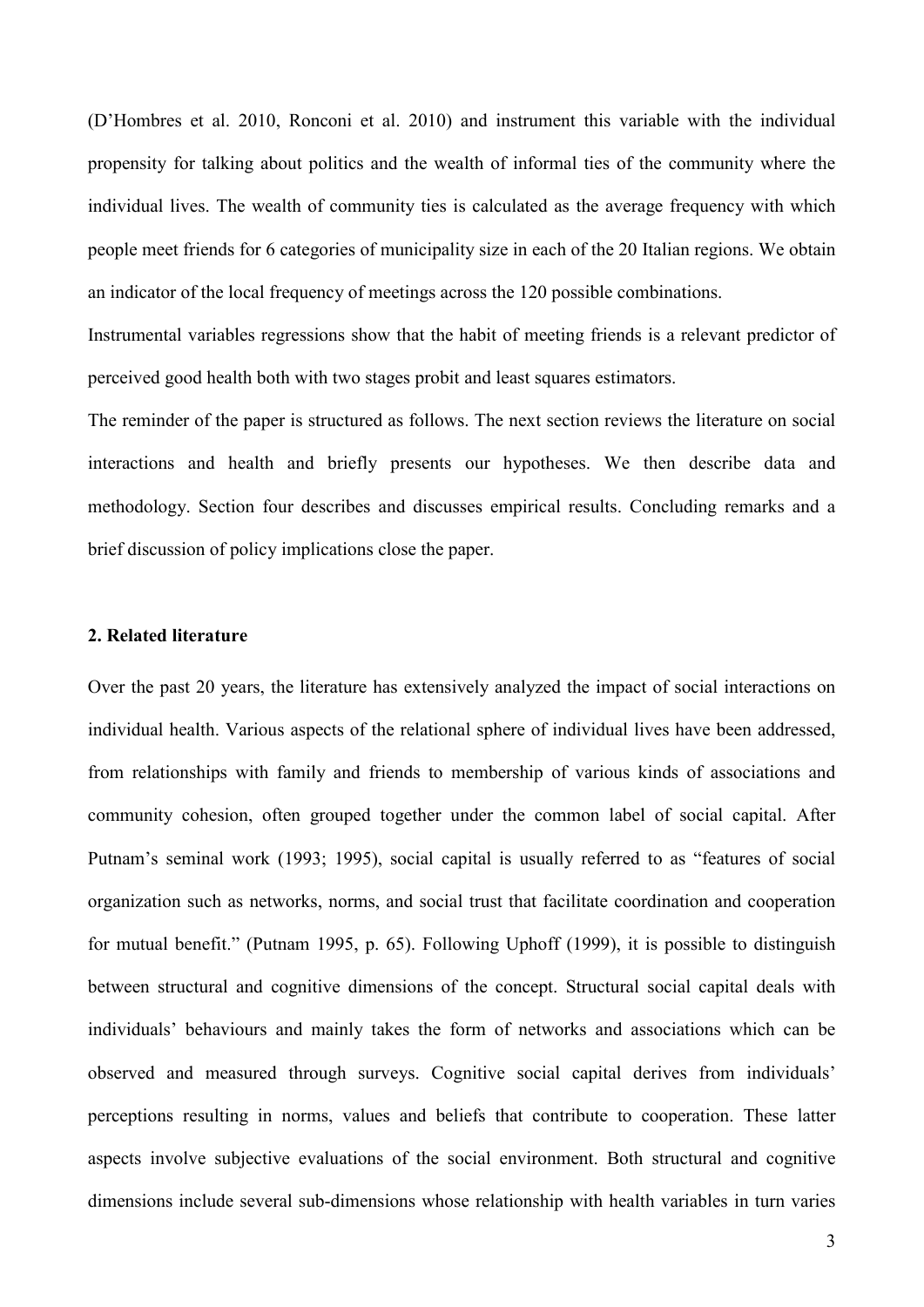(D'Hombres et al. 2010, Ronconi et al. 2010) and instrument this variable with the individual propensity for talking about politics and the wealth of informal ties of the community where the individual lives. The wealth of community ties is calculated as the average frequency with which people meet friends for 6 categories of municipality size in each of the 20 Italian regions. We obtain an indicator of the local frequency of meetings across the 120 possible combinations.

Instrumental variables regressions show that the habit of meeting friends is a relevant predictor of perceived good health both with two stages probit and least squares estimators.

The reminder of the paper is structured as follows. The next section reviews the literature on social interactions and health and briefly presents our hypotheses. We then describe data and methodology. Section four describes and discusses empirical results. Concluding remarks and a brief discussion of policy implications close the paper.

## 2. Related literature

Over the past 20 years, the literature has extensively analyzed the impact of social interactions on individual health. Various aspects of the relational sphere of individual lives have been addressed, from relationships with family and friends to membership of various kinds of associations and community cohesion, often grouped together under the common label of social capital. After Putnam's seminal work (1993; 1995), social capital is usually referred to as "features of social organization such as networks, norms, and social trust that facilitate coordination and cooperation for mutual benefit." (Putnam 1995, p. 65). Following Uphoff (1999), it is possible to distinguish between structural and cognitive dimensions of the concept. Structural social capital deals with individuals' behaviours and mainly takes the form of networks and associations which can be observed and measured through surveys. Cognitive social capital derives from individuals' perceptions resulting in norms, values and beliefs that contribute to cooperation. These latter aspects involve subjective evaluations of the social environment. Both structural and cognitive dimensions include several sub-dimensions whose relationship with health variables in turn varies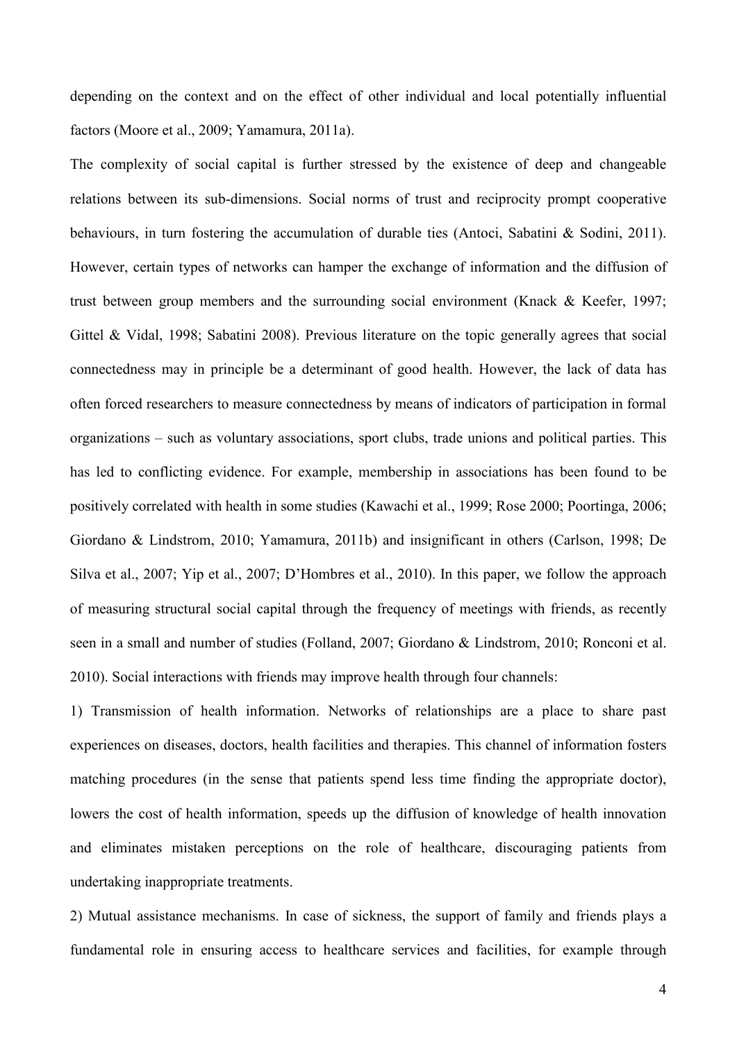depending on the context and on the effect of other individual and local potentially influential factors (Moore et al., 2009; Yamamura, 2011a).

The complexity of social capital is further stressed by the existence of deep and changeable relations between its sub-dimensions. Social norms of trust and reciprocity prompt cooperative behaviours, in turn fostering the accumulation of durable ties (Antoci, Sabatini & Sodini, 2011). However, certain types of networks can hamper the exchange of information and the diffusion of trust between group members and the surrounding social environment (Knack & Keefer, 1997; Gittel & Vidal, 1998; Sabatini 2008). Previous literature on the topic generally agrees that social connectedness may in principle be a determinant of good health. However, the lack of data has often forced researchers to measure connectedness by means of indicators of participation in formal organizations – such as voluntary associations, sport clubs, trade unions and political parties. This has led to conflicting evidence. For example, membership in associations has been found to be positively correlated with health in some studies (Kawachi et al., 1999; Rose 2000; Poortinga, 2006; Giordano & Lindstrom, 2010; Yamamura, 2011b) and insignificant in others (Carlson, 1998; De Silva et al., 2007; Yip et al., 2007; D'Hombres et al., 2010). In this paper, we follow the approach of measuring structural social capital through the frequency of meetings with friends, as recently seen in a small and number of studies (Folland, 2007; Giordano & Lindstrom, 2010; Ronconi et al. 2010). Social interactions with friends may improve health through four channels:

1) Transmission of health information. Networks of relationships are a place to share past experiences on diseases, doctors, health facilities and therapies. This channel of information fosters matching procedures (in the sense that patients spend less time finding the appropriate doctor), lowers the cost of health information, speeds up the diffusion of knowledge of health innovation and eliminates mistaken perceptions on the role of healthcare, discouraging patients from undertaking inappropriate treatments.

2) Mutual assistance mechanisms. In case of sickness, the support of family and friends plays a fundamental role in ensuring access to healthcare services and facilities, for example through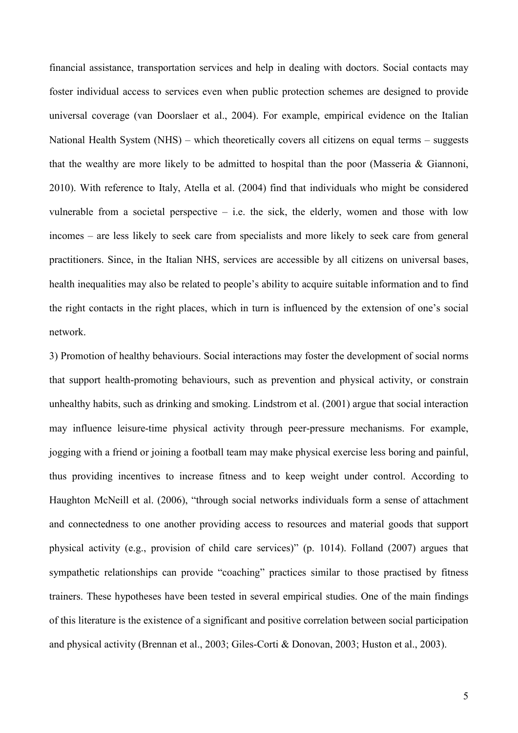financial assistance, transportation services and help in dealing with doctors. Social contacts may foster individual access to services even when public protection schemes are designed to provide universal coverage (van Doorslaer et al., 2004). For example, empirical evidence on the Italian National Health System (NHS) – which theoretically covers all citizens on equal terms – suggests that the wealthy are more likely to be admitted to hospital than the poor (Masseria & Giannoni, 2010). With reference to Italy, Atella et al. (2004) find that individuals who might be considered vulnerable from a societal perspective – i.e. the sick, the elderly, women and those with low incomes – are less likely to seek care from specialists and more likely to seek care from general practitioners. Since, in the Italian NHS, services are accessible by all citizens on universal bases, health inequalities may also be related to people's ability to acquire suitable information and to find the right contacts in the right places, which in turn is influenced by the extension of one's social network.

3) Promotion of healthy behaviours. Social interactions may foster the development of social norms that support health-promoting behaviours, such as prevention and physical activity, or constrain unhealthy habits, such as drinking and smoking. Lindstrom et al. (2001) argue that social interaction may influence leisure-time physical activity through peer-pressure mechanisms. For example, jogging with a friend or joining a football team may make physical exercise less boring and painful, thus providing incentives to increase fitness and to keep weight under control. According to Haughton McNeill et al. (2006), "through social networks individuals form a sense of attachment and connectedness to one another providing access to resources and material goods that support physical activity (e.g., provision of child care services)" (p. 1014). Folland (2007) argues that sympathetic relationships can provide "coaching" practices similar to those practised by fitness trainers. These hypotheses have been tested in several empirical studies. One of the main findings of this literature is the existence of a significant and positive correlation between social participation and physical activity (Brennan et al., 2003; Giles-Corti & Donovan, 2003; Huston et al., 2003).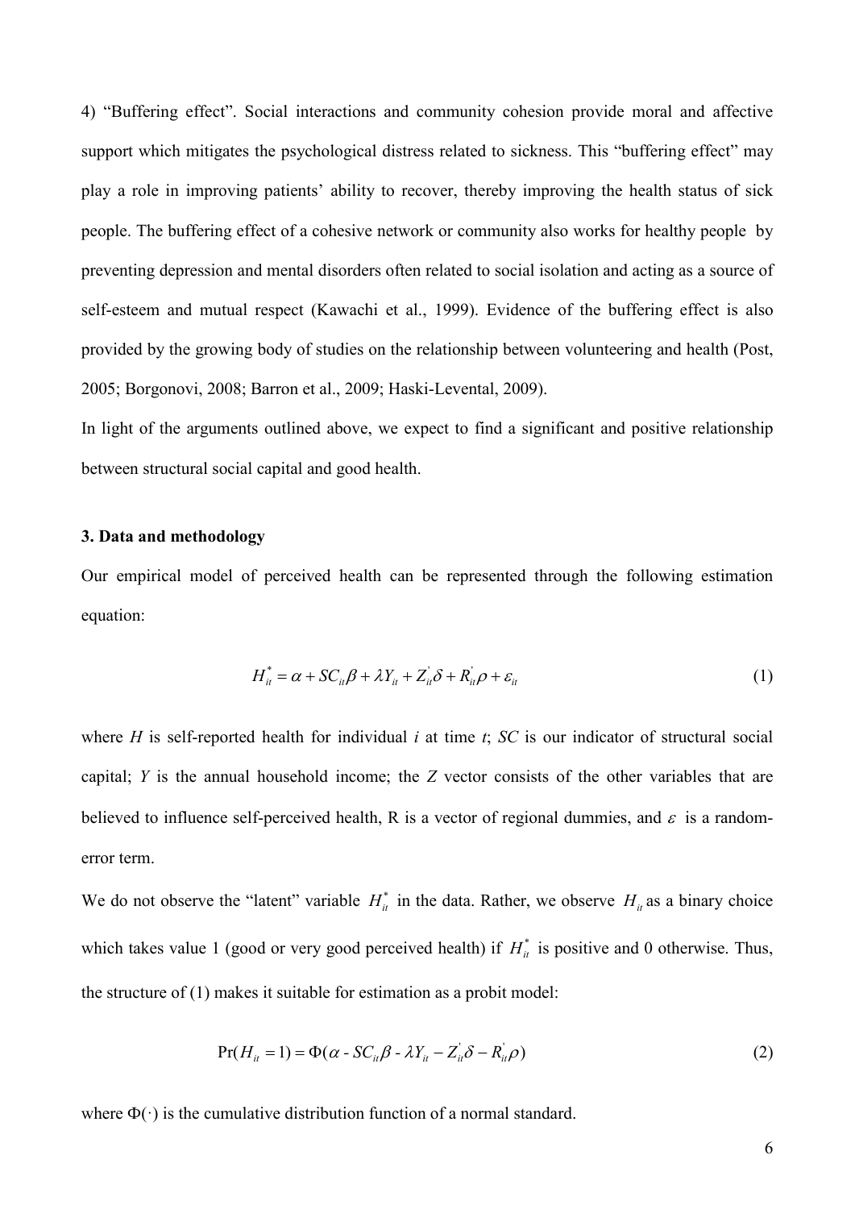4) "Buffering effect". Social interactions and community cohesion provide moral and affective support which mitigates the psychological distress related to sickness. This "buffering effect" may play a role in improving patients' ability to recover, thereby improving the health status of sick people. The buffering effect of a cohesive network or community also works for healthy people by preventing depression and mental disorders often related to social isolation and acting as a source of self-esteem and mutual respect (Kawachi et al., 1999). Evidence of the buffering effect is also provided by the growing body of studies on the relationship between volunteering and health (Post, 2005; Borgonovi, 2008; Barron et al., 2009; Haski-Levental, 2009).

In light of the arguments outlined above, we expect to find a significant and positive relationship between structural social capital and good health.

### 3. Data and methodology

Our empirical model of perceived health can be represented through the following estimation equation:

$$H_{it}^{*} = \alpha + SC_{it}\beta + \lambda Y_{it} + Z_{it}^{'}\delta + R_{it}^{'}\rho + \varepsilon_{it} \tag{1}$$

where $H$ is self-reported health for individual $i$ at time $t$; $SC$ is our indicator of structural social capital; $Y$ is the annual household income; the $Z$ vector consists of the other variables that are believed to influence self-perceived health, R is a vector of regional dummies, and $\varepsilon$ is a random-error term.

We do not observe the "latent" variable $H_{it}^{*}$ in the data. Rather, we observe $H_{it}$ as a binary choice which takes value 1 (good or very good perceived health) if $H_{it}^{*}$ is positive and 0 otherwise. Thus, the structure of (1) makes it suitable for estimation as a probit model:

$$\Pr(H_{it} = 1) = \Phi(\alpha \text{ - } SC_{it}\beta \text{ - } \lambda Y_{it} - Z_{it}^{'}\delta - R_{it}^{'}\rho) \tag{2}$$

where $\Phi(\cdot)$ is the cumulative distribution function of a normal standard.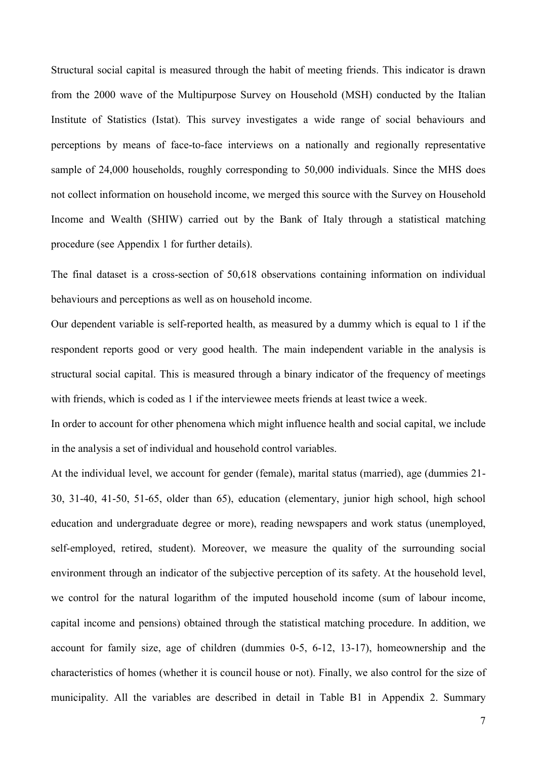Structural social capital is measured through the habit of meeting friends. This indicator is drawn from the 2000 wave of the Multipurpose Survey on Household (MSH) conducted by the Italian Institute of Statistics (Istat). This survey investigates a wide range of social behaviours and perceptions by means of face-to-face interviews on a nationally and regionally representative sample of 24,000 households, roughly corresponding to 50,000 individuals. Since the MHS does not collect information on household income, we merged this source with the Survey on Household Income and Wealth (SHIW) carried out by the Bank of Italy through a statistical matching procedure (see Appendix 1 for further details).

The final dataset is a cross-section of 50,618 observations containing information on individual behaviours and perceptions as well as on household income.

Our dependent variable is self-reported health, as measured by a dummy which is equal to 1 if the respondent reports good or very good health. The main independent variable in the analysis is structural social capital. This is measured through a binary indicator of the frequency of meetings with friends, which is coded as 1 if the interviewee meets friends at least twice a week.

In order to account for other phenomena which might influence health and social capital, we include in the analysis a set of individual and household control variables.

At the individual level, we account for gender (female), marital status (married), age (dummies 21-30, 31-40, 41-50, 51-65, older than 65), education (elementary, junior high school, high school education and undergraduate degree or more), reading newspapers and work status (unemployed, self-employed, retired, student). Moreover, we measure the quality of the surrounding social environment through an indicator of the subjective perception of its safety. At the household level, we control for the natural logarithm of the imputed household income (sum of labour income, capital income and pensions) obtained through the statistical matching procedure. In addition, we account for family size, age of children (dummies 0-5, 6-12, 13-17), homeownership and the characteristics of homes (whether it is council house or not). Finally, we also control for the size of municipality. All the variables are described in detail in Table B1 in Appendix 2. Summary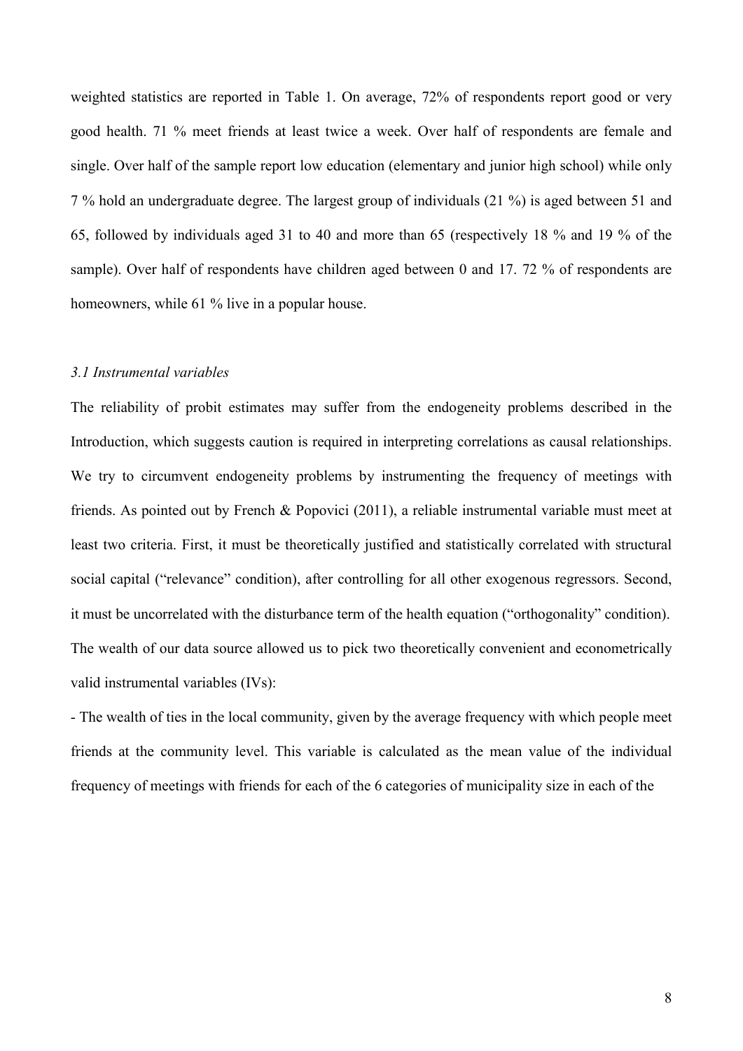weighted statistics are reported in Table 1. On average, 72% of respondents report good or very good health. 71 % meet friends at least twice a week. Over half of respondents are female and single. Over half of the sample report low education (elementary and junior high school) while only 7 % hold an undergraduate degree. The largest group of individuals (21 %) is aged between 51 and 65, followed by individuals aged 31 to 40 and more than 65 (respectively 18 % and 19 % of the sample). Over half of respondents have children aged between 0 and 17. 72 % of respondents are homeowners, while 61 % live in a popular house.

### *3.1 Instrumental variables*

The reliability of probit estimates may suffer from the endogeneity problems described in the Introduction, which suggests caution is required in interpreting correlations as causal relationships. We try to circumvent endogeneity problems by instrumenting the frequency of meetings with friends. As pointed out by French & Popovici (2011), a reliable instrumental variable must meet at least two criteria. First, it must be theoretically justified and statistically correlated with structural social capital ("relevance" condition), after controlling for all other exogenous regressors. Second, it must be uncorrelated with the disturbance term of the health equation ("orthogonality" condition). The wealth of our data source allowed us to pick two theoretically convenient and econometrically valid instrumental variables (IVs):

- The wealth of ties in the local community, given by the average frequency with which people meet friends at the community level. This variable is calculated as the mean value of the individual frequency of meetings with friends for each of the 6 categories of municipality size in each of the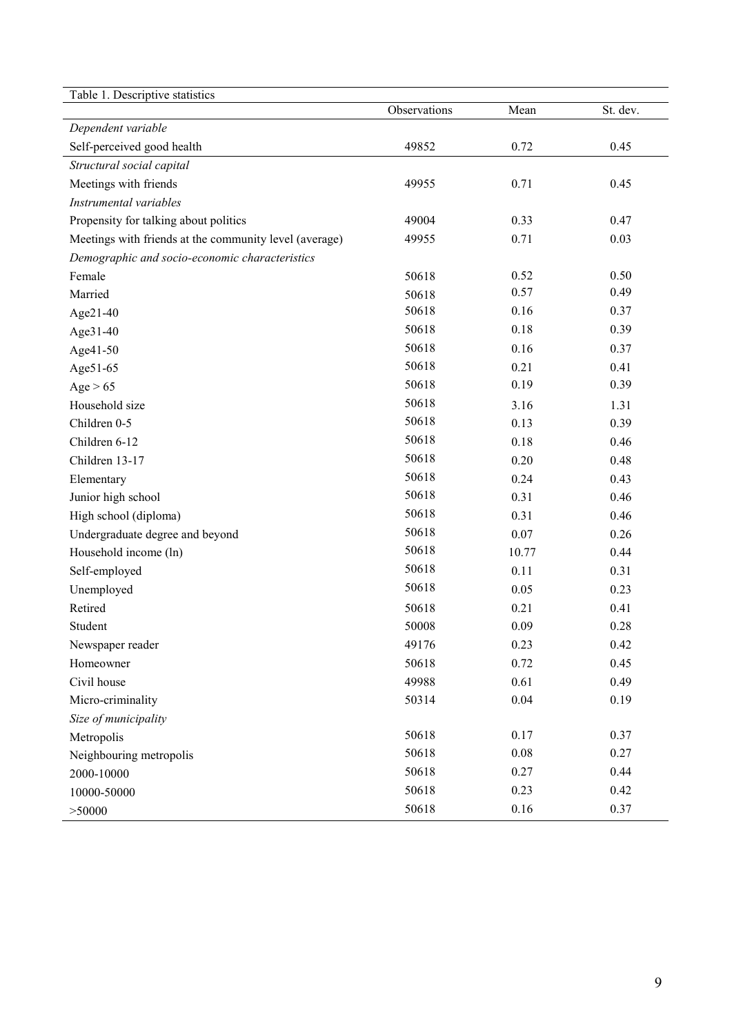Table 1. Descriptive statistics

| | Observations | Mean | St. dev. |
|---|---|---|---|
| *Dependent variable* | | | |
| Self-perceived good health | 49852 | 0.72 | 0.45 |
| *Structural social capital* | | | |
| Meetings with friends | 49955 | 0.71 | 0.45 |
| *Instrumental variables* | | | |
| Propensity for talking about politics | 49004 | 0.33 | 0.47 |
| Meetings with friends at the community level (average) | 49955 | 0.71 | 0.03 |
| *Demographic and socio-economic characteristics* | | | |
| Female | 50618 | 0.52 | 0.50 |
| Married | 50618 | 0.57 | 0.49 |
| Age21-40 | 50618 | 0.16 | 0.37 |
| Age31-40 | 50618 | 0.18 | 0.39 |
| Age41-50 | 50618 | 0.16 | 0.37 |
| Age51-65 | 50618 | 0.21 | 0.41 |
| Age > 65 | 50618 | 0.19 | 0.39 |
| Household size | 50618 | 3.16 | 1.31 |
| Children 0-5 | 50618 | 0.13 | 0.39 |
| Children 6-12 | 50618 | 0.18 | 0.46 |
| Children 13-17 | 50618 | 0.20 | 0.48 |
| Elementary | 50618 | 0.24 | 0.43 |
| Junior high school | 50618 | 0.31 | 0.46 |
| High school (diploma) | 50618 | 0.31 | 0.46 |
| Undergraduate degree and beyond | 50618 | 0.07 | 0.26 |
| Household income (ln) | 50618 | 10.77 | 0.44 |
| Self-employed | 50618 | 0.11 | 0.31 |
| Unemployed | 50618 | 0.05 | 0.23 |
| Retired | 50618 | 0.21 | 0.41 |
| Student | 50008 | 0.09 | 0.28 |
| Newspaper reader | 49176 | 0.23 | 0.42 |
| Homeowner | 50618 | 0.72 | 0.45 |
| Civil house | 49988 | 0.61 | 0.49 |
| Micro-criminality | 50314 | 0.04 | 0.19 |
| *Size of municipality* | | | |
| Metropolis | 50618 | 0.17 | 0.37 |
| Neighbouring metropolis | 50618 | 0.08 | 0.27 |
| 2000-10000 | 50618 | 0.27 | 0.44 |
| 10000-50000 | 50618 | 0.23 | 0.42 |
| >50000 | 50618 | 0.16 | 0.37 |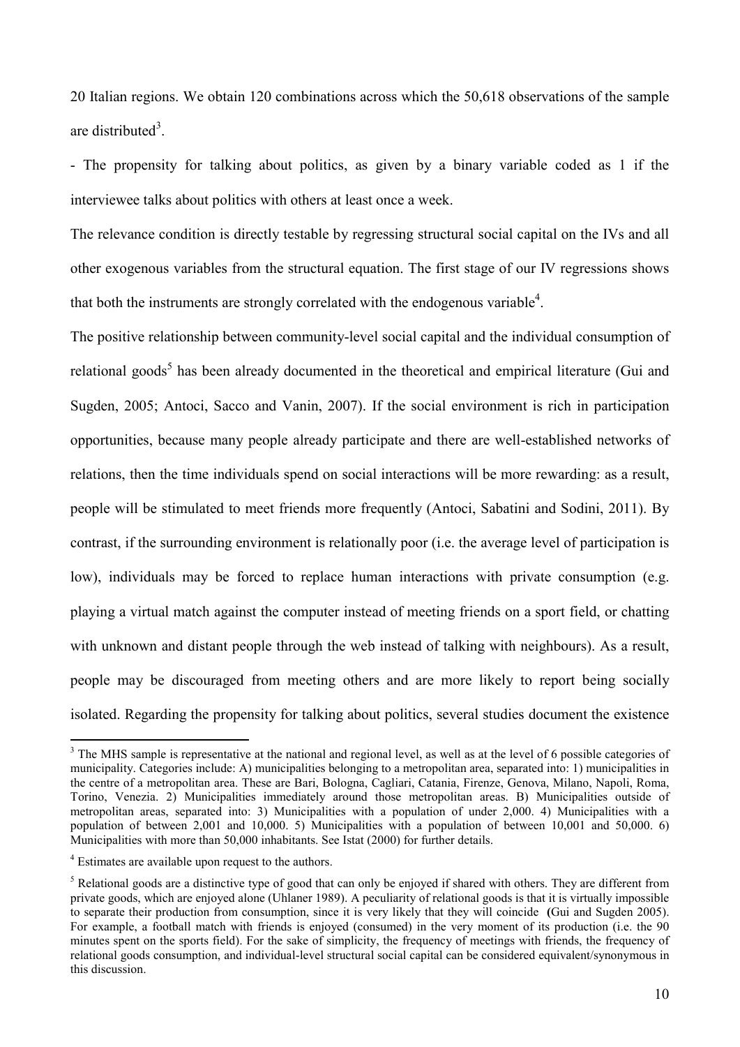20 Italian regions. We obtain 120 combinations across which the 50,618 observations of the sample are distributed[3].

- The propensity for talking about politics, as given by a binary variable coded as 1 if the interviewee talks about politics with others at least once a week.

The relevance condition is directly testable by regressing structural social capital on the IVs and all other exogenous variables from the structural equation. The first stage of our IV regressions shows that both the instruments are strongly correlated with the endogenous variable[4].

The positive relationship between community-level social capital and the individual consumption of relational goods[5] has been already documented in the theoretical and empirical literature (Gui and Sugden, 2005; Antoci, Sacco and Vanin, 2007). If the social environment is rich in participation opportunities, because many people already participate and there are well-established networks of relations, then the time individuals spend on social interactions will be more rewarding: as a result, people will be stimulated to meet friends more frequently (Antoci, Sabatini and Sodini, 2011). By contrast, if the surrounding environment is relationally poor (i.e. the average level of participation is low), individuals may be forced to replace human interactions with private consumption (e.g. playing a virtual match against the computer instead of meeting friends on a sport field, or chatting with unknown and distant people through the web instead of talking with neighbours). As a result, people may be discouraged from meeting others and are more likely to report being socially isolated. Regarding the propensity for talking about politics, several studies document the existence

[3] The MHS sample is representative at the national and regional level, as well as at the level of 6 possible categories of municipality. Categories include: A) municipalities belonging to a metropolitan area, separated into: 1) municipalities in the centre of a metropolitan area. These are Bari, Bologna, Cagliari, Catania, Firenze, Genova, Milano, Napoli, Roma, Torino, Venezia. 2) Municipalities immediately around those metropolitan areas. B) Municipalities outside of metropolitan areas, separated into: 3) Municipalities with a population of under 2,000. 4) Municipalities with a population of between 2,001 and 10,000. 5) Municipalities with a population of between 10,001 and 50,000. 6) Municipalities with more than 50,000 inhabitants. See Istat (2000) for further details.

[4] Estimates are available upon request to the authors.

[5] Relational goods are a distinctive type of good that can only be enjoyed if shared with others. They are different from private goods, which are enjoyed alone (Uhlaner 1989). A peculiarity of relational goods is that it is virtually impossible to separate their production from consumption, since it is very likely that they will coincide (Gui and Sugden 2005). For example, a football match with friends is enjoyed (consumed) in the very moment of its production (i.e. the 90 minutes spent on the sports field). For the sake of simplicity, the frequency of meetings with friends, the frequency of relational goods consumption, and individual-level structural social capital can be considered equivalent/synonymous in this discussion.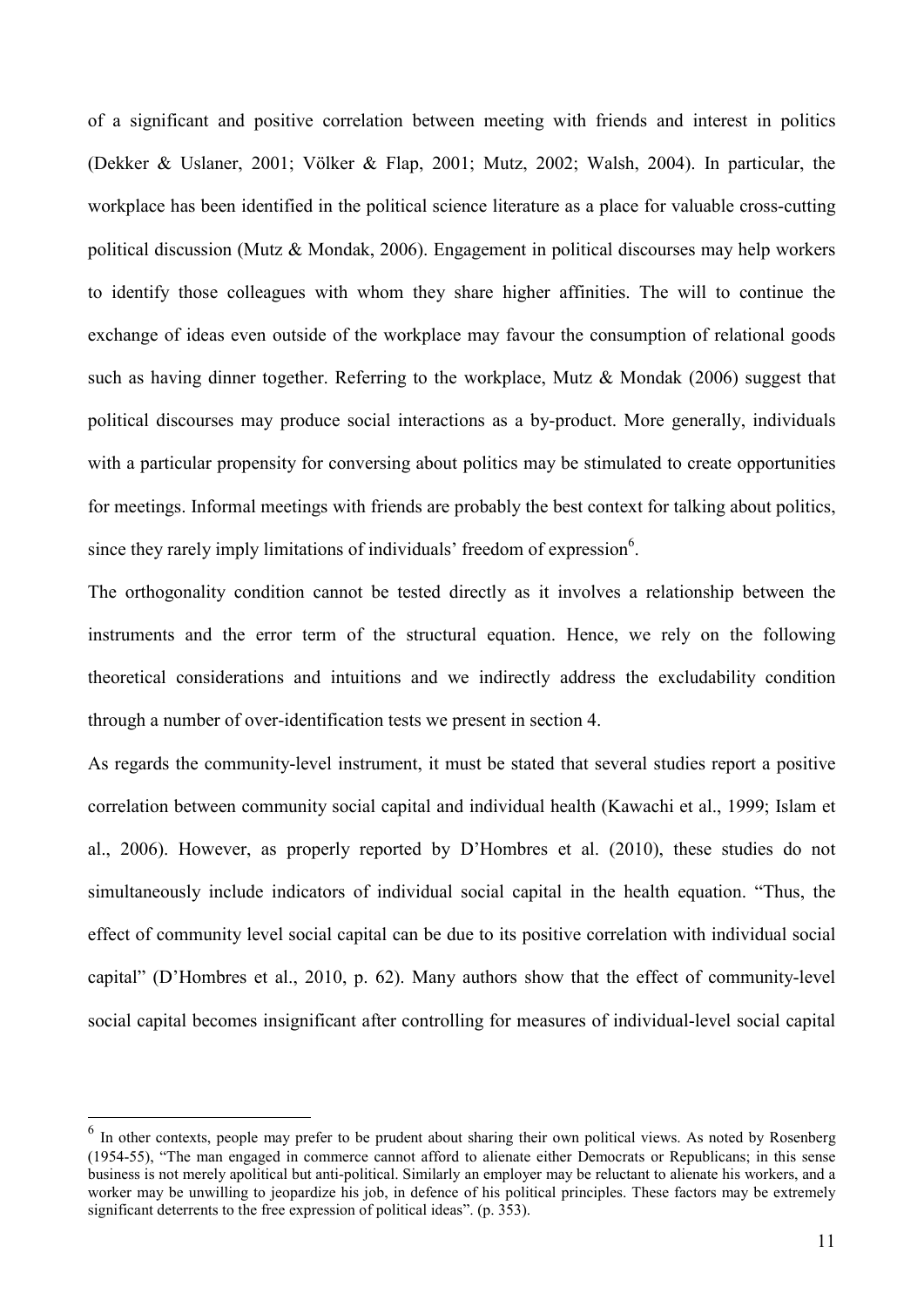of a significant and positive correlation between meeting with friends and interest in politics (Dekker & Uslaner, 2001; Völker & Flap, 2001; Mutz, 2002; Walsh, 2004). In particular, the workplace has been identified in the political science literature as a place for valuable cross-cutting political discussion (Mutz & Mondak, 2006). Engagement in political discourses may help workers to identify those colleagues with whom they share higher affinities. The will to continue the exchange of ideas even outside of the workplace may favour the consumption of relational goods such as having dinner together. Referring to the workplace, Mutz & Mondak (2006) suggest that political discourses may produce social interactions as a by-product. More generally, individuals with a particular propensity for conversing about politics may be stimulated to create opportunities for meetings. Informal meetings with friends are probably the best context for talking about politics, since they rarely imply limitations of individuals' freedom of expression[6].

The orthogonality condition cannot be tested directly as it involves a relationship between the instruments and the error term of the structural equation. Hence, we rely on the following theoretical considerations and intuitions and we indirectly address the excludability condition through a number of over-identification tests we present in section 4.

As regards the community-level instrument, it must be stated that several studies report a positive correlation between community social capital and individual health (Kawachi et al., 1999; Islam et al., 2006). However, as properly reported by D'Hombres et al. (2010), these studies do not simultaneously include indicators of individual social capital in the health equation. "Thus, the effect of community level social capital can be due to its positive correlation with individual social capital" (D'Hombres et al., 2010, p. 62). Many authors show that the effect of community-level social capital becomes insignificant after controlling for measures of individual-level social capital

---

[6] In other contexts, people may prefer to be prudent about sharing their own political views. As noted by Rosenberg (1954-55), "The man engaged in commerce cannot afford to alienate either Democrats or Republicans; in this sense business is not merely apolitical but anti-political. Similarly an employer may be reluctant to alienate his workers, and a worker may be unwilling to jeopardize his job, in defence of his political principles. These factors may be extremely significant deterrents to the free expression of political ideas". (p. 353).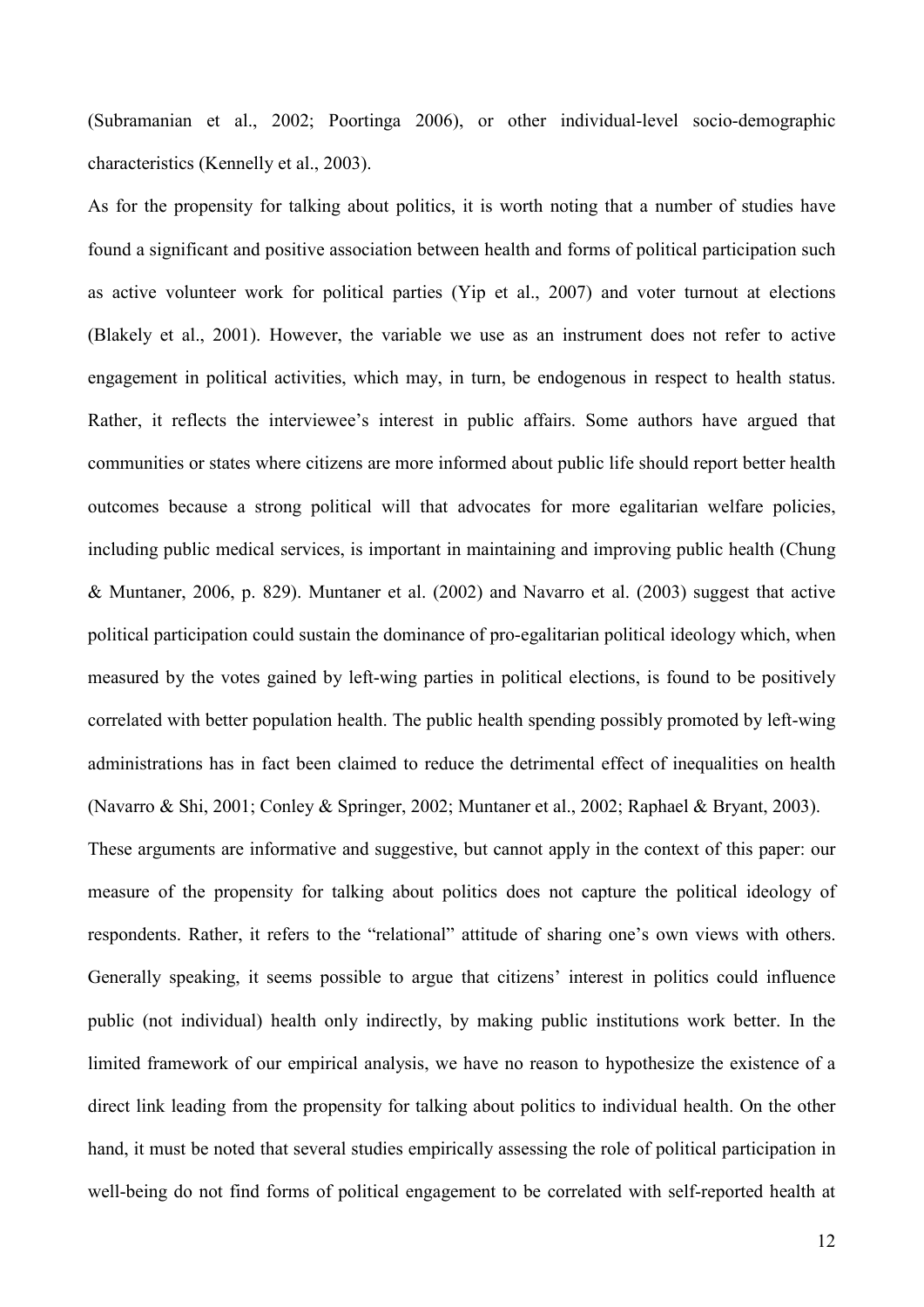(Subramanian et al., 2002; Poortinga 2006), or other individual-level socio-demographic characteristics (Kennelly et al., 2003).

As for the propensity for talking about politics, it is worth noting that a number of studies have found a significant and positive association between health and forms of political participation such as active volunteer work for political parties (Yip et al., 2007) and voter turnout at elections (Blakely et al., 2001). However, the variable we use as an instrument does not refer to active engagement in political activities, which may, in turn, be endogenous in respect to health status. Rather, it reflects the interviewee's interest in public affairs. Some authors have argued that communities or states where citizens are more informed about public life should report better health outcomes because a strong political will that advocates for more egalitarian welfare policies, including public medical services, is important in maintaining and improving public health (Chung & Muntaner, 2006, p. 829). Muntaner et al. (2002) and Navarro et al. (2003) suggest that active political participation could sustain the dominance of pro-egalitarian political ideology which, when measured by the votes gained by left-wing parties in political elections, is found to be positively correlated with better population health. The public health spending possibly promoted by left-wing administrations has in fact been claimed to reduce the detrimental effect of inequalities on health (Navarro & Shi, 2001; Conley & Springer, 2002; Muntaner et al., 2002; Raphael & Bryant, 2003).

These arguments are informative and suggestive, but cannot apply in the context of this paper: our measure of the propensity for talking about politics does not capture the political ideology of respondents. Rather, it refers to the "relational" attitude of sharing one's own views with others. Generally speaking, it seems possible to argue that citizens' interest in politics could influence public (not individual) health only indirectly, by making public institutions work better. In the limited framework of our empirical analysis, we have no reason to hypothesize the existence of a direct link leading from the propensity for talking about politics to individual health. On the other hand, it must be noted that several studies empirically assessing the role of political participation in well-being do not find forms of political engagement to be correlated with self-reported health at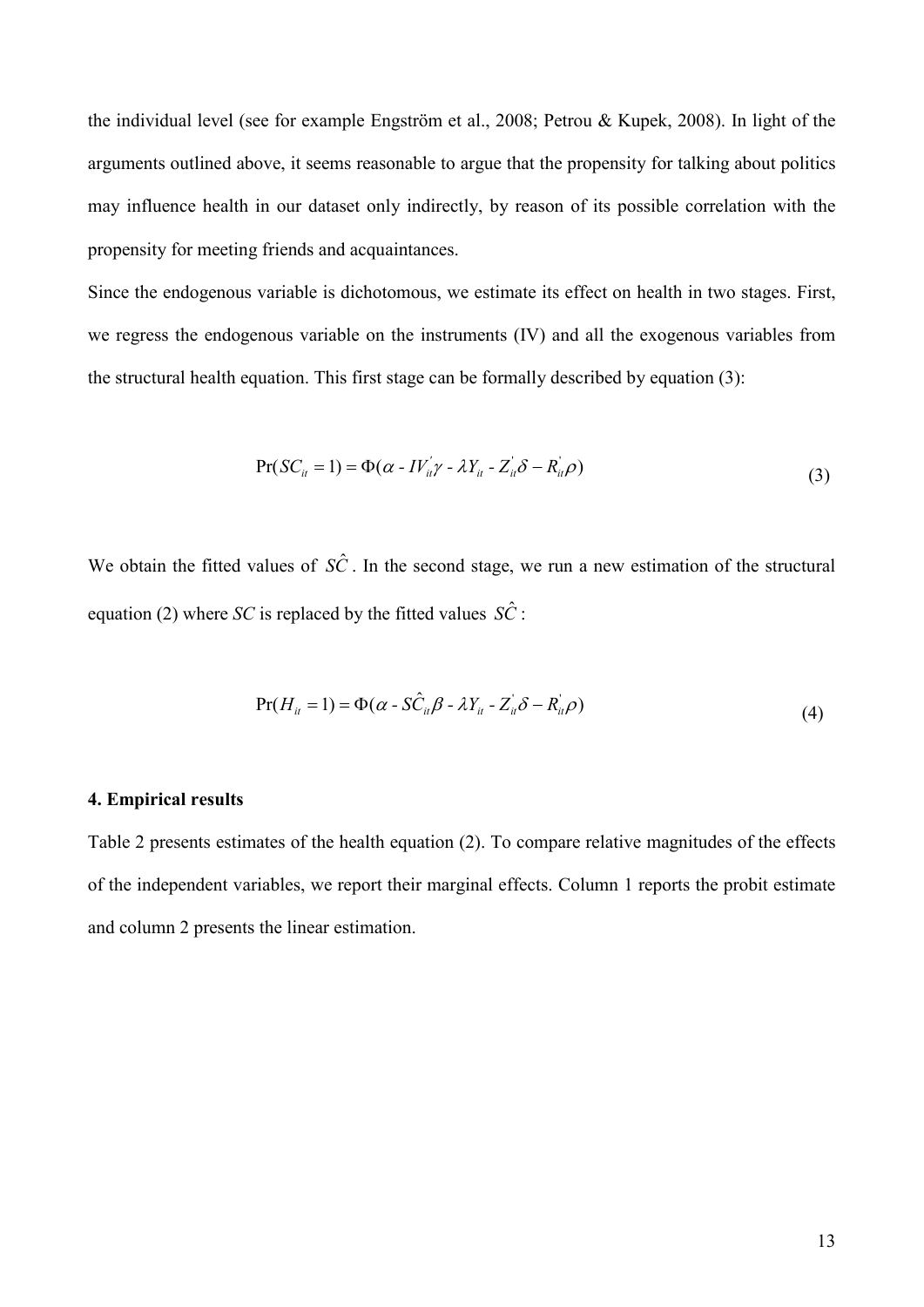the individual level (see for example Engström et al., 2008; Petrou & Kupek, 2008). In light of the arguments outlined above, it seems reasonable to argue that the propensity for talking about politics may influence health in our dataset only indirectly, by reason of its possible correlation with the propensity for meeting friends and acquaintances.

Since the endogenous variable is dichotomous, we estimate its effect on health in two stages. First, we regress the endogenous variable on the instruments (IV) and all the exogenous variables from the structural health equation. This first stage can be formally described by equation (3):

$$\Pr(SC_{it} = 1) = \Phi(\alpha \text{ - } IV_{it}^{'}\gamma \text{ - } \lambda Y_{it} \text{ - } Z_{it}^{'}\delta - R_{it}^{'}\rho) \tag{3}$$

We obtain the fitted values of $\hat{SC}$. In the second stage, we run a new estimation of the structural equation (2) where *SC* is replaced by the fitted values $\hat{SC}$:

$$\Pr(H_{it} = 1) = \Phi(\alpha \text{ - } \hat{SC}_{it}\beta \text{ - } \lambda Y_{it} \text{ - } Z_{it}^{'}\delta - R_{it}^{'}\rho) \tag{4}$$

#### 4. Empirical results

Table 2 presents estimates of the health equation (2). To compare relative magnitudes of the effects of the independent variables, we report their marginal effects. Column 1 reports the probit estimate and column 2 presents the linear estimation.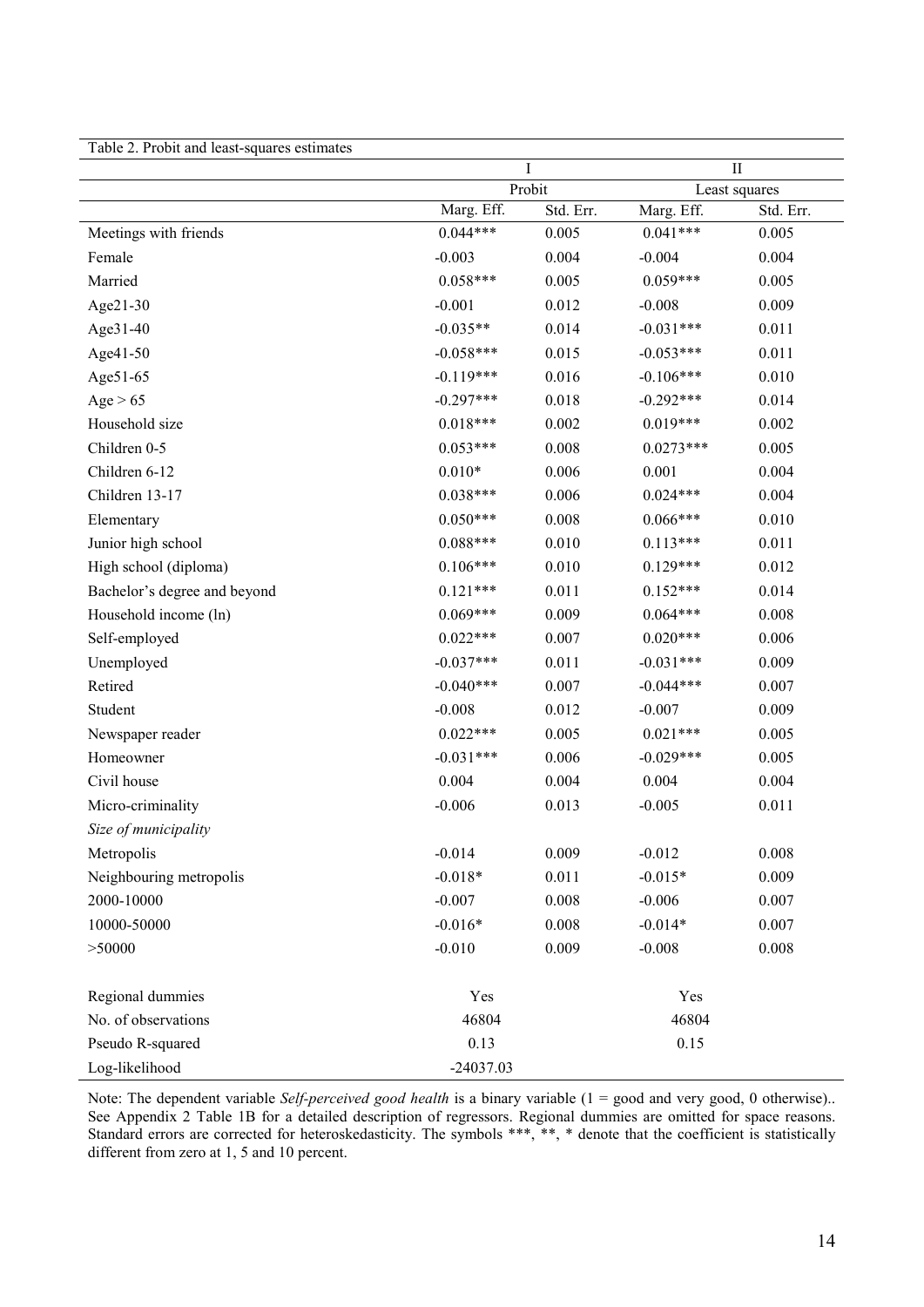Table 2. Probit and least-squares estimates

| | I | | II | |
|---|---|---|---|---|
| | Probit | | Least squares | |
| | Marg. Eff. | Std. Err. | Marg. Eff. | Std. Err. |
| Meetings with friends | 0.044*** | 0.005 | 0.041*** | 0.005 |
| Female | -0.003 | 0.004 | -0.004 | 0.004 |
| Married | 0.058*** | 0.005 | 0.059*** | 0.005 |
| Age21-30 | -0.001 | 0.012 | -0.008 | 0.009 |
| Age31-40 | -0.035** | 0.014 | -0.031*** | 0.011 |
| Age41-50 | -0.058*** | 0.015 | -0.053*** | 0.011 |
| Age51-65 | -0.119*** | 0.016 | -0.106*** | 0.010 |
| Age > 65 | -0.297*** | 0.018 | -0.292*** | 0.014 |
| Household size | 0.018*** | 0.002 | 0.019*** | 0.002 |
| Children 0-5 | 0.053*** | 0.008 | 0.0273*** | 0.005 |
| Children 6-12 | 0.010* | 0.006 | 0.001 | 0.004 |
| Children 13-17 | 0.038*** | 0.006 | 0.024*** | 0.004 |
| Elementary | 0.050*** | 0.008 | 0.066*** | 0.010 |
| Junior high school | 0.088*** | 0.010 | 0.113*** | 0.011 |
| High school (diploma) | 0.106*** | 0.010 | 0.129*** | 0.012 |
| Bachelor's degree and beyond | 0.121*** | 0.011 | 0.152*** | 0.014 |
| Household income (ln) | 0.069*** | 0.009 | 0.064*** | 0.008 |
| Self-employed | 0.022*** | 0.007 | 0.020*** | 0.006 |
| Unemployed | -0.037*** | 0.011 | -0.031*** | 0.009 |
| Retired | -0.040*** | 0.007 | -0.044*** | 0.007 |
| Student | -0.008 | 0.012 | -0.007 | 0.009 |
| Newspaper reader | 0.022*** | 0.005 | 0.021*** | 0.005 |
| Homeowner | -0.031*** | 0.006 | -0.029*** | 0.005 |
| Civil house | 0.004 | 0.004 | 0.004 | 0.004 |
| Micro-criminality | -0.006 | 0.013 | -0.005 | 0.011 |
| *Size of municipality* | | | | |
| Metropolis | -0.014 | 0.009 | -0.012 | 0.008 |
| Neighbouring metropolis | -0.018* | 0.011 | -0.015* | 0.009 |
| 2000-10000 | -0.007 | 0.008 | -0.006 | 0.007 |
| 10000-50000 | -0.016* | 0.008 | -0.014* | 0.007 |
| >50000 | -0.010 | 0.009 | -0.008 | 0.008 |
| | | | | |
| Regional dummies | Yes | | Yes | |
| No. of observations | 46804 | | 46804 | |
| Pseudo R-squared | 0.13 | | 0.15 | |
| Log-likelihood | -24037.03 | | | |

Note: The dependent variable *Self-perceived good health* is a binary variable (1 = good and very good, 0 otherwise).. See Appendix 2 Table 1B for a detailed description of regressors. Regional dummies are omitted for space reasons. Standard errors are corrected for heteroskedasticity. The symbols ***, **, * denote that the coefficient is statistically different from zero at 1, 5 and 10 percent.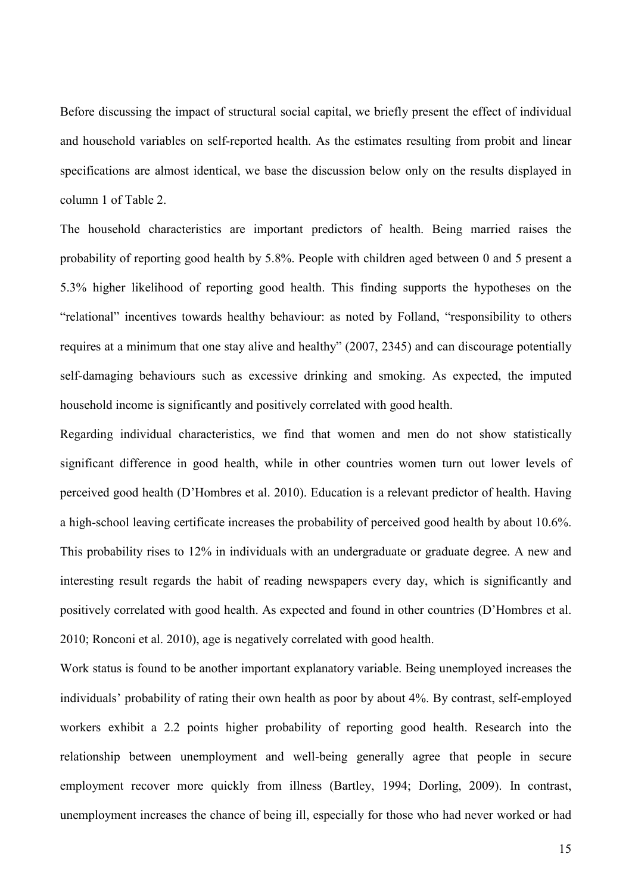Before discussing the impact of structural social capital, we briefly present the effect of individual and household variables on self-reported health. As the estimates resulting from probit and linear specifications are almost identical, we base the discussion below only on the results displayed in column 1 of Table 2.

The household characteristics are important predictors of health. Being married raises the probability of reporting good health by 5.8%. People with children aged between 0 and 5 present a 5.3% higher likelihood of reporting good health. This finding supports the hypotheses on the "relational" incentives towards healthy behaviour: as noted by Folland, "responsibility to others requires at a minimum that one stay alive and healthy" (2007, 2345) and can discourage potentially self-damaging behaviours such as excessive drinking and smoking. As expected, the imputed household income is significantly and positively correlated with good health.

Regarding individual characteristics, we find that women and men do not show statistically significant difference in good health, while in other countries women turn out lower levels of perceived good health (D'Hombres et al. 2010). Education is a relevant predictor of health. Having a high-school leaving certificate increases the probability of perceived good health by about 10.6%. This probability rises to 12% in individuals with an undergraduate or graduate degree. A new and interesting result regards the habit of reading newspapers every day, which is significantly and positively correlated with good health. As expected and found in other countries (D'Hombres et al. 2010; Ronconi et al. 2010), age is negatively correlated with good health.

Work status is found to be another important explanatory variable. Being unemployed increases the individuals' probability of rating their own health as poor by about 4%. By contrast, self-employed workers exhibit a 2.2 points higher probability of reporting good health. Research into the relationship between unemployment and well-being generally agree that people in secure employment recover more quickly from illness (Bartley, 1994; Dorling, 2009). In contrast, unemployment increases the chance of being ill, especially for those who had never worked or had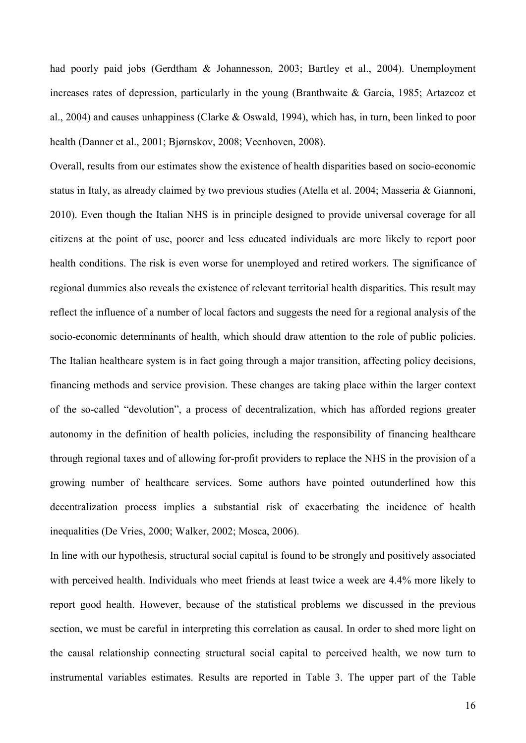had poorly paid jobs (Gerdtham & Johannesson, 2003; Bartley et al., 2004). Unemployment increases rates of depression, particularly in the young (Branthwaite & Garcia, 1985; Artazcoz et al., 2004) and causes unhappiness (Clarke & Oswald, 1994), which has, in turn, been linked to poor health (Danner et al., 2001; Bjørnskov, 2008; Veenhoven, 2008).

Overall, results from our estimates show the existence of health disparities based on socio-economic status in Italy, as already claimed by two previous studies (Atella et al. 2004; Masseria & Giannoni, 2010). Even though the Italian NHS is in principle designed to provide universal coverage for all citizens at the point of use, poorer and less educated individuals are more likely to report poor health conditions. The risk is even worse for unemployed and retired workers. The significance of regional dummies also reveals the existence of relevant territorial health disparities. This result may reflect the influence of a number of local factors and suggests the need for a regional analysis of the socio-economic determinants of health, which should draw attention to the role of public policies. The Italian healthcare system is in fact going through a major transition, affecting policy decisions, financing methods and service provision. These changes are taking place within the larger context of the so-called "devolution", a process of decentralization, which has afforded regions greater autonomy in the definition of health policies, including the responsibility of financing healthcare through regional taxes and of allowing for-profit providers to replace the NHS in the provision of a growing number of healthcare services. Some authors have pointed outunderlined how this decentralization process implies a substantial risk of exacerbating the incidence of health inequalities (De Vries, 2000; Walker, 2002; Mosca, 2006).

In line with our hypothesis, structural social capital is found to be strongly and positively associated with perceived health. Individuals who meet friends at least twice a week are 4.4% more likely to report good health. However, because of the statistical problems we discussed in the previous section, we must be careful in interpreting this correlation as causal. In order to shed more light on the causal relationship connecting structural social capital to perceived health, we now turn to instrumental variables estimates. Results are reported in Table 3. The upper part of the Table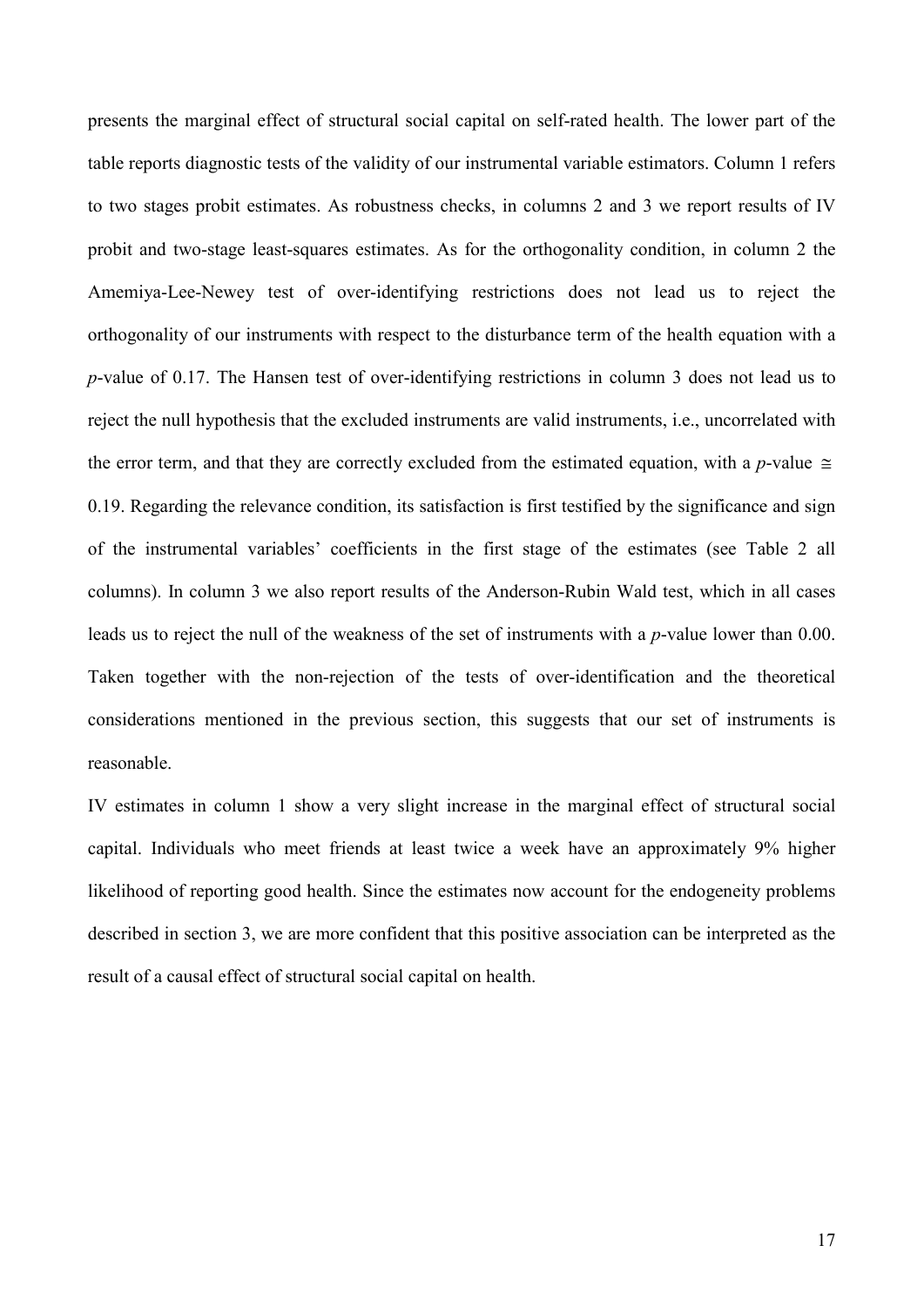presents the marginal effect of structural social capital on self-rated health. The lower part of the table reports diagnostic tests of the validity of our instrumental variable estimators. Column 1 refers to two stages probit estimates. As robustness checks, in columns 2 and 3 we report results of IV probit and two-stage least-squares estimates. As for the orthogonality condition, in column 2 the Amemiya-Lee-Newey test of over-identifying restrictions does not lead us to reject the orthogonality of our instruments with respect to the disturbance term of the health equation with a *p*-value of 0.17. The Hansen test of over-identifying restrictions in column 3 does not lead us to reject the null hypothesis that the excluded instruments are valid instruments, i.e., uncorrelated with the error term, and that they are correctly excluded from the estimated equation, with a *p*-value $\cong$ 0.19. Regarding the relevance condition, its satisfaction is first testified by the significance and sign of the instrumental variables' coefficients in the first stage of the estimates (see Table 2 all columns). In column 3 we also report results of the Anderson-Rubin Wald test, which in all cases leads us to reject the null of the weakness of the set of instruments with a *p*-value lower than 0.00. Taken together with the non-rejection of the tests of over-identification and the theoretical considerations mentioned in the previous section, this suggests that our set of instruments is reasonable.

IV estimates in column 1 show a very slight increase in the marginal effect of structural social capital. Individuals who meet friends at least twice a week have an approximately 9% higher likelihood of reporting good health. Since the estimates now account for the endogeneity problems described in section 3, we are more confident that this positive association can be interpreted as the result of a causal effect of structural social capital on health.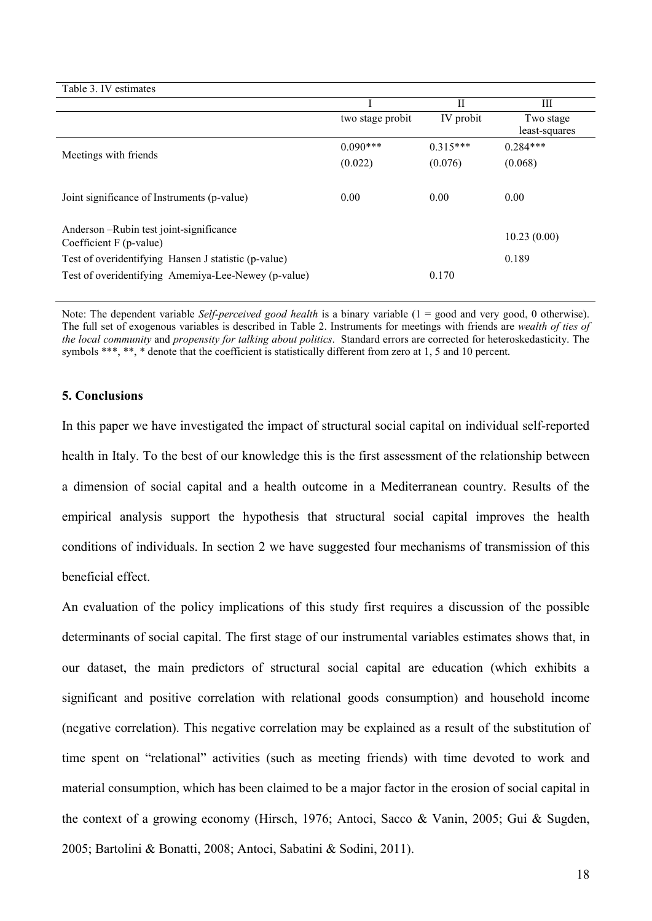Table 3. IV estimates

| | I | II | III |
|---|---|---|---|
| | two stage probit | IV probit | Two stage least-squares |
| Meetings with friends | 0.090*** (0.022) | 0.315*** (0.076) | 0.284*** (0.068) |
| Joint significance of Instruments (p-value) | 0.00 | 0.00 | 0.00 |
| Anderson –Rubin test joint-significance Coefficient F (p-value) | | | 10.23 (0.00) |
| Test of overidentifying Hansen J statistic (p-value) | | | 0.189 |
| Test of overidentifying Amemiya-Lee-Newey (p-value) | | 0.170 | |

Note: The dependent variable *Self-perceived good health* is a binary variable (1 = good and very good, 0 otherwise). The full set of exogenous variables is described in Table 2. Instruments for meetings with friends are *wealth of ties of the local community* and *propensity for talking about politics*. Standard errors are corrected for heteroskedasticity. The symbols ***, **, * denote that the coefficient is statistically different from zero at 1, 5 and 10 percent.

## 5. Conclusions

In this paper we have investigated the impact of structural social capital on individual self-reported health in Italy. To the best of our knowledge this is the first assessment of the relationship between a dimension of social capital and a health outcome in a Mediterranean country. Results of the empirical analysis support the hypothesis that structural social capital improves the health conditions of individuals. In section 2 we have suggested four mechanisms of transmission of this beneficial effect.

An evaluation of the policy implications of this study first requires a discussion of the possible determinants of social capital. The first stage of our instrumental variables estimates shows that, in our dataset, the main predictors of structural social capital are education (which exhibits a significant and positive correlation with relational goods consumption) and household income (negative correlation). This negative correlation may be explained as a result of the substitution of time spent on "relational" activities (such as meeting friends) with time devoted to work and material consumption, which has been claimed to be a major factor in the erosion of social capital in the context of a growing economy (Hirsch, 1976; Antoci, Sacco & Vanin, 2005; Gui & Sugden, 2005; Bartolini & Bonatti, 2008; Antoci, Sabatini & Sodini, 2011).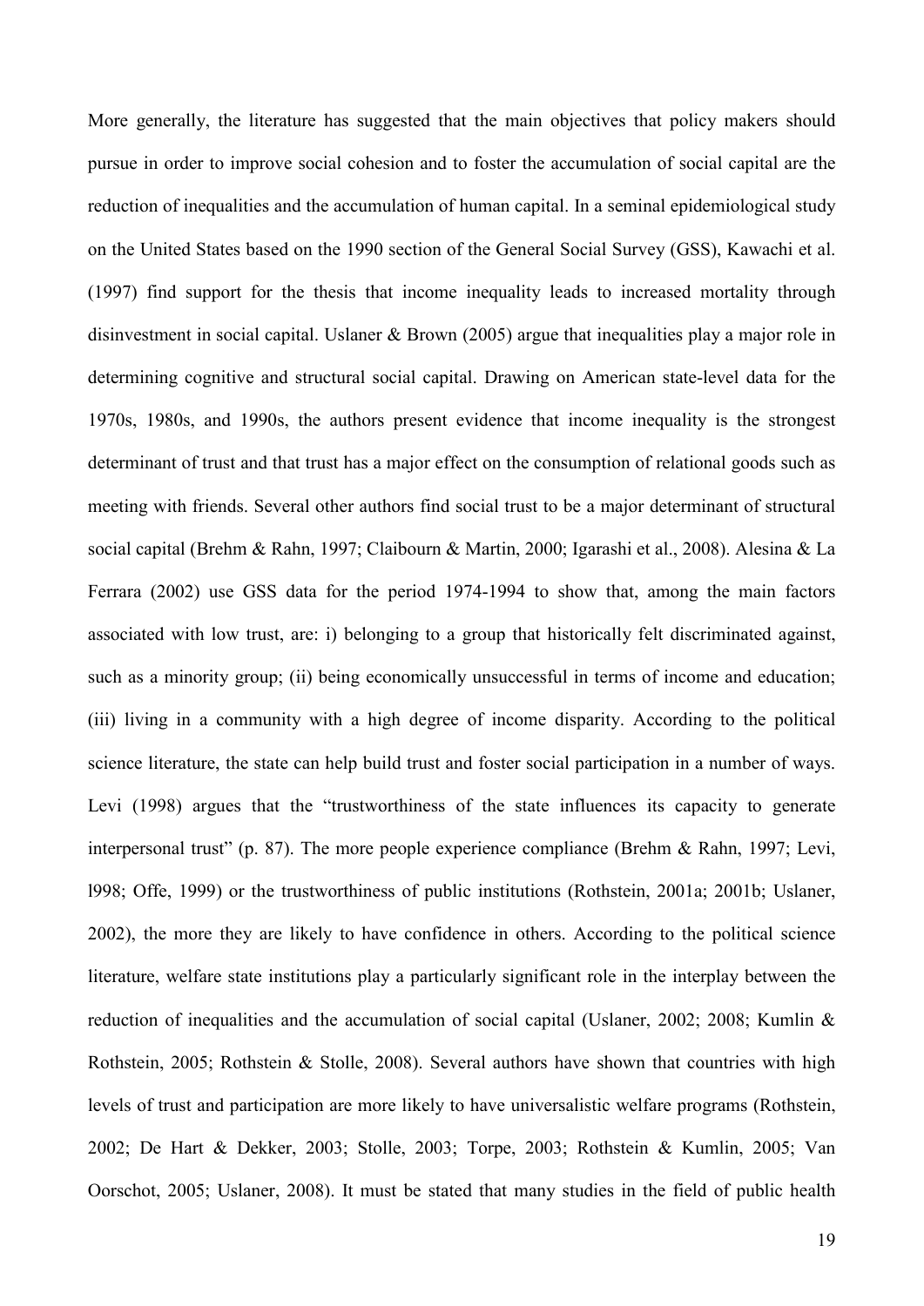More generally, the literature has suggested that the main objectives that policy makers should pursue in order to improve social cohesion and to foster the accumulation of social capital are the reduction of inequalities and the accumulation of human capital. In a seminal epidemiological study on the United States based on the 1990 section of the General Social Survey (GSS), Kawachi et al. (1997) find support for the thesis that income inequality leads to increased mortality through disinvestment in social capital. Uslaner & Brown (2005) argue that inequalities play a major role in determining cognitive and structural social capital. Drawing on American state-level data for the 1970s, 1980s, and 1990s, the authors present evidence that income inequality is the strongest determinant of trust and that trust has a major effect on the consumption of relational goods such as meeting with friends. Several other authors find social trust to be a major determinant of structural social capital (Brehm & Rahn, 1997; Claibourn & Martin, 2000; Igarashi et al., 2008). Alesina & La Ferrara (2002) use GSS data for the period 1974-1994 to show that, among the main factors associated with low trust, are: i) belonging to a group that historically felt discriminated against, such as a minority group; (ii) being economically unsuccessful in terms of income and education; (iii) living in a community with a high degree of income disparity. According to the political science literature, the state can help build trust and foster social participation in a number of ways. Levi (1998) argues that the "trustworthiness of the state influences its capacity to generate interpersonal trust" (p. 87). The more people experience compliance (Brehm & Rahn, 1997; Levi, l998; Offe, 1999) or the trustworthiness of public institutions (Rothstein, 2001a; 2001b; Uslaner, 2002), the more they are likely to have confidence in others. According to the political science literature, welfare state institutions play a particularly significant role in the interplay between the reduction of inequalities and the accumulation of social capital (Uslaner, 2002; 2008; Kumlin & Rothstein, 2005; Rothstein & Stolle, 2008). Several authors have shown that countries with high levels of trust and participation are more likely to have universalistic welfare programs (Rothstein, 2002; De Hart & Dekker, 2003; Stolle, 2003; Torpe, 2003; Rothstein & Kumlin, 2005; Van Oorschot, 2005; Uslaner, 2008). It must be stated that many studies in the field of public health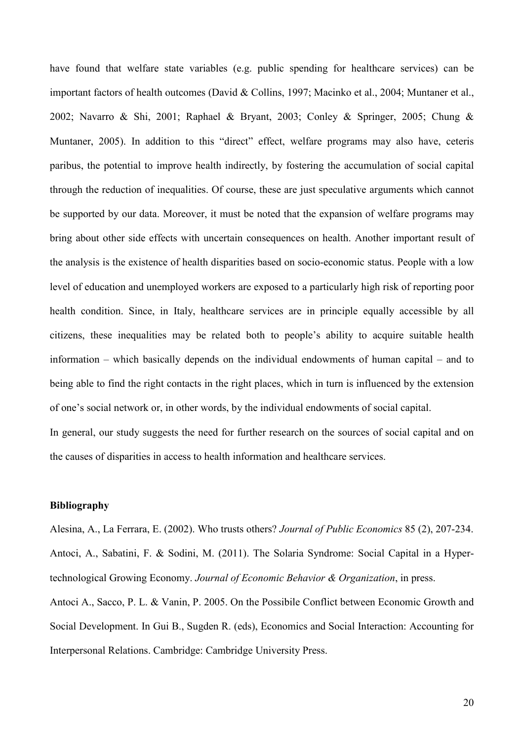have found that welfare state variables (e.g. public spending for healthcare services) can be important factors of health outcomes (David & Collins, 1997; Macinko et al., 2004; Muntaner et al., 2002; Navarro & Shi, 2001; Raphael & Bryant, 2003; Conley & Springer, 2005; Chung & Muntaner, 2005). In addition to this "direct" effect, welfare programs may also have, ceteris paribus, the potential to improve health indirectly, by fostering the accumulation of social capital through the reduction of inequalities. Of course, these are just speculative arguments which cannot be supported by our data. Moreover, it must be noted that the expansion of welfare programs may bring about other side effects with uncertain consequences on health. Another important result of the analysis is the existence of health disparities based on socio-economic status. People with a low level of education and unemployed workers are exposed to a particularly high risk of reporting poor health condition. Since, in Italy, healthcare services are in principle equally accessible by all citizens, these inequalities may be related both to people's ability to acquire suitable health information – which basically depends on the individual endowments of human capital – and to being able to find the right contacts in the right places, which in turn is influenced by the extension of one's social network or, in other words, by the individual endowments of social capital.

In general, our study suggests the need for further research on the sources of social capital and on the causes of disparities in access to health information and healthcare services.

**Bibliography**

Alesina, A., La Ferrara, E. (2002). Who trusts others? *Journal of Public Economics* 85 (2), 207-234.

Antoci, A., Sabatini, F. & Sodini, M. (2011). The Solaria Syndrome: Social Capital in a Hyper-technological Growing Economy. *Journal of Economic Behavior & Organization*, in press.

Antoci A., Sacco, P. L. & Vanin, P. 2005. On the Possibile Conflict between Economic Growth and Social Development. In Gui B., Sugden R. (eds), Economics and Social Interaction: Accounting for Interpersonal Relations. Cambridge: Cambridge University Press.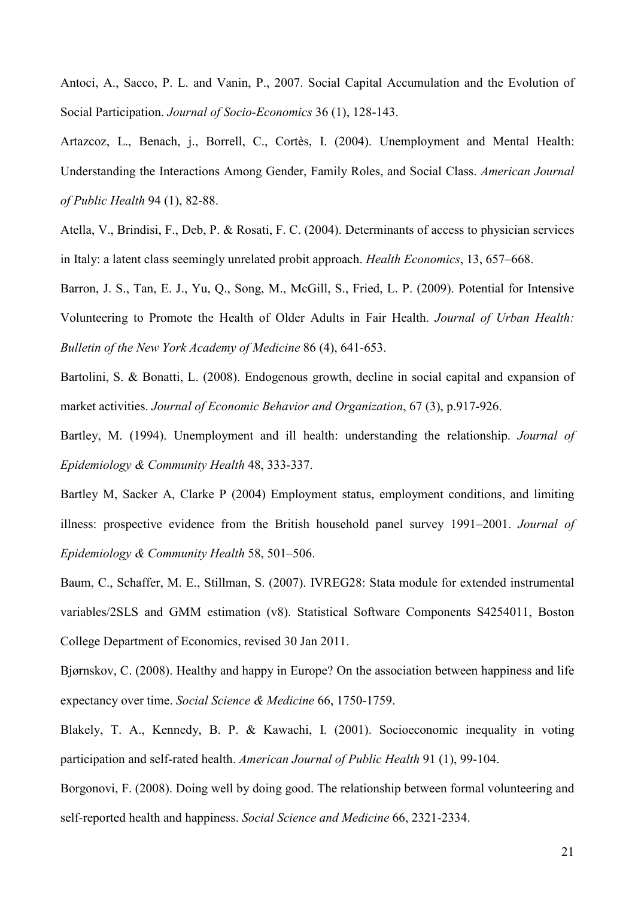Antoci, A., Sacco, P. L. and Vanin, P., 2007. Social Capital Accumulation and the Evolution of Social Participation. *Journal of Socio-Economics* 36 (1), 128-143.

Artazcoz, L., Benach, j., Borrell, C., Cortès, I. (2004). Unemployment and Mental Health: Understanding the Interactions Among Gender, Family Roles, and Social Class. *American Journal of Public Health* 94 (1), 82-88.

Atella, V., Brindisi, F., Deb, P. & Rosati, F. C. (2004). Determinants of access to physician services in Italy: a latent class seemingly unrelated probit approach. *Health Economics*, 13, 657–668.

Barron, J. S., Tan, E. J., Yu, Q., Song, M., McGill, S., Fried, L. P. (2009). Potential for Intensive Volunteering to Promote the Health of Older Adults in Fair Health. *Journal of Urban Health: Bulletin of the New York Academy of Medicine* 86 (4), 641-653.

Bartolini, S. & Bonatti, L. (2008). Endogenous growth, decline in social capital and expansion of market activities. *Journal of Economic Behavior and Organization*, 67 (3), p.917-926.

Bartley, M. (1994). Unemployment and ill health: understanding the relationship. *Journal of Epidemiology & Community Health* 48, 333-337.

Bartley M, Sacker A, Clarke P (2004) Employment status, employment conditions, and limiting illness: prospective evidence from the British household panel survey 1991–2001. *Journal of Epidemiology & Community Health* 58, 501–506.

Baum, C., Schaffer, M. E., Stillman, S. (2007). IVREG28: Stata module for extended instrumental variables/2SLS and GMM estimation (v8). Statistical Software Components S4254011, Boston College Department of Economics, revised 30 Jan 2011.

Bjørnskov, C. (2008). Healthy and happy in Europe? On the association between happiness and life expectancy over time. *Social Science & Medicine* 66, 1750-1759.

Blakely, T. A., Kennedy, B. P. & Kawachi, I. (2001). Socioeconomic inequality in voting participation and self-rated health. *American Journal of Public Health* 91 (1), 99-104.

Borgonovi, F. (2008). Doing well by doing good. The relationship between formal volunteering and self-reported health and happiness. *Social Science and Medicine* 66, 2321-2334.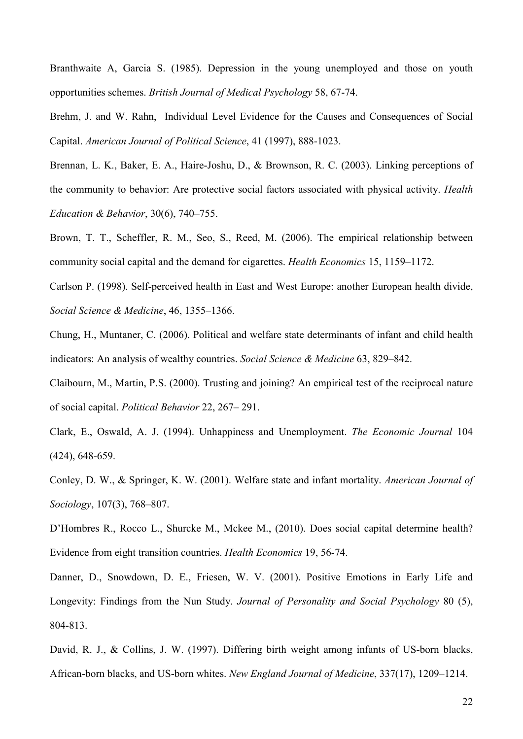Branthwaite A, Garcia S. (1985). Depression in the young unemployed and those on youth opportunities schemes. *British Journal of Medical Psychology* 58, 67-74.

Brehm, J. and W. Rahn, Individual Level Evidence for the Causes and Consequences of Social Capital. *American Journal of Political Science*, 41 (1997), 888-1023.

Brennan, L. K., Baker, E. A., Haire-Joshu, D., & Brownson, R. C. (2003). Linking perceptions of the community to behavior: Are protective social factors associated with physical activity. *Health Education & Behavior*, 30(6), 740–755.

Brown, T. T., Scheffler, R. M., Seo, S., Reed, M. (2006). The empirical relationship between community social capital and the demand for cigarettes. *Health Economics* 15, 1159–1172.

Carlson P. (1998). Self-perceived health in East and West Europe: another European health divide, *Social Science & Medicine*, 46, 1355–1366.

Chung, H., Muntaner, C. (2006). Political and welfare state determinants of infant and child health indicators: An analysis of wealthy countries. *Social Science & Medicine* 63, 829–842.

Claibourn, M., Martin, P.S. (2000). Trusting and joining? An empirical test of the reciprocal nature of social capital. *Political Behavior* 22, 267– 291.

Clark, E., Oswald, A. J. (1994). Unhappiness and Unemployment. *The Economic Journal* 104 (424), 648-659.

Conley, D. W., & Springer, K. W. (2001). Welfare state and infant mortality. *American Journal of Sociology*, 107(3), 768–807.

D'Hombres R., Rocco L., Shurcke M., Mckee M., (2010). Does social capital determine health? Evidence from eight transition countries. *Health Economics* 19, 56-74.

Danner, D., Snowdown, D. E., Friesen, W. V. (2001). Positive Emotions in Early Life and Longevity: Findings from the Nun Study. *Journal of Personality and Social Psychology* 80 (5), 804-813.

David, R. J., & Collins, J. W. (1997). Differing birth weight among infants of US-born blacks, African-born blacks, and US-born whites. *New England Journal of Medicine*, 337(17), 1209–1214.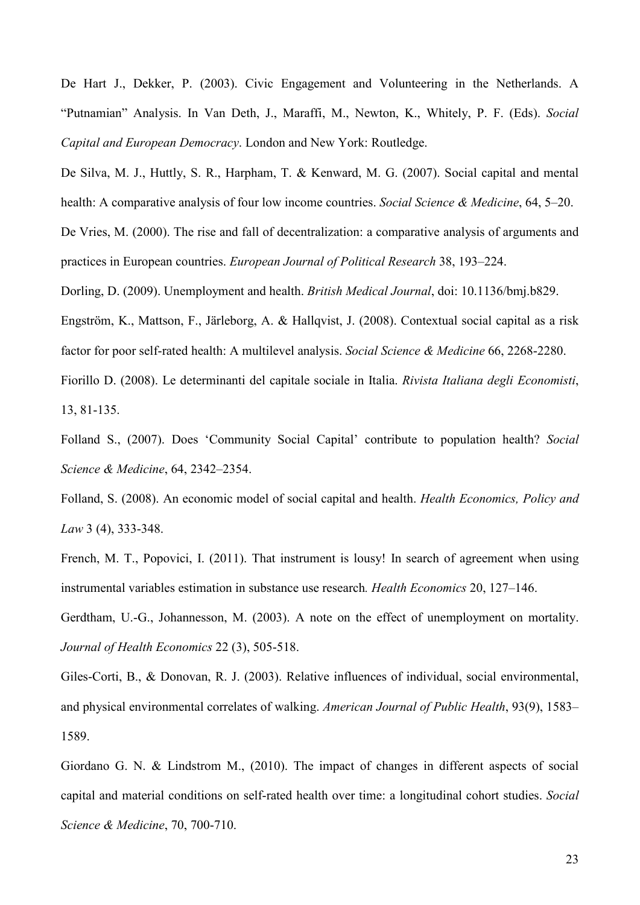De Hart J., Dekker, P. (2003). Civic Engagement and Volunteering in the Netherlands. A "Putnamian" Analysis. In Van Deth, J., Maraffi, M., Newton, K., Whitely, P. F. (Eds). *Social Capital and European Democracy*. London and New York: Routledge.

De Silva, M. J., Huttly, S. R., Harpham, T. & Kenward, M. G. (2007). Social capital and mental health: A comparative analysis of four low income countries. *Social Science & Medicine*, 64, 5–20.

De Vries, M. (2000). The rise and fall of decentralization: a comparative analysis of arguments and practices in European countries. *European Journal of Political Research* 38, 193–224.

Dorling, D. (2009). Unemployment and health. *British Medical Journal*, doi: 10.1136/bmj.b829.

Engström, K., Mattson, F., Järleborg, A. & Hallqvist, J. (2008). Contextual social capital as a risk factor for poor self-rated health: A multilevel analysis. *Social Science & Medicine* 66, 2268-2280.

Fiorillo D. (2008). Le determinanti del capitale sociale in Italia. *Rivista Italiana degli Economisti*, 13, 81-135.

Folland S., (2007). Does 'Community Social Capital' contribute to population health? *Social Science & Medicine*, 64, 2342–2354.

Folland, S. (2008). An economic model of social capital and health. *Health Economics, Policy and Law* 3 (4), 333-348.

French, M. T., Popovici, I. (2011). That instrument is lousy! In search of agreement when using instrumental variables estimation in substance use research*. Health Economics* 20, 127–146.

Gerdtham, U.-G., Johannesson, M. (2003). A note on the effect of unemployment on mortality. *Journal of Health Economics* 22 (3), 505-518.

Giles-Corti, B., & Donovan, R. J. (2003). Relative influences of individual, social environmental, and physical environmental correlates of walking. *American Journal of Public Health*, 93(9), 1583–1589.

Giordano G. N. & Lindstrom M., (2010). The impact of changes in different aspects of social capital and material conditions on self-rated health over time: a longitudinal cohort studies. *Social Science & Medicine*, 70, 700-710.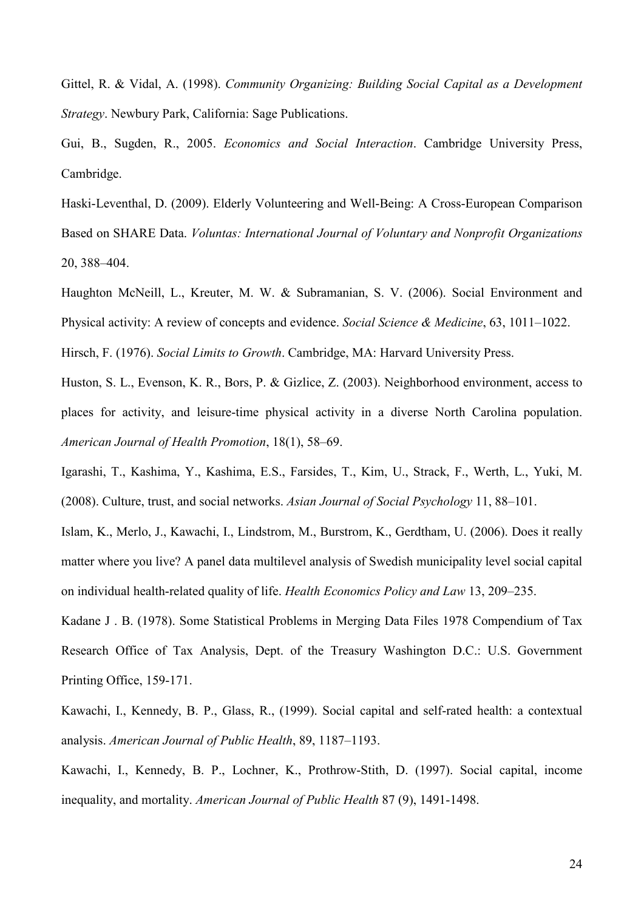Gittel, R. & Vidal, A. (1998). *Community Organizing: Building Social Capital as a Development Strategy*. Newbury Park, California: Sage Publications.

Gui, B., Sugden, R., 2005. *Economics and Social Interaction*. Cambridge University Press, Cambridge.

Haski-Leventhal, D. (2009). Elderly Volunteering and Well-Being: A Cross-European Comparison Based on SHARE Data. *Voluntas: International Journal of Voluntary and Nonprofit Organizations* 20, 388–404.

Haughton McNeill, L., Kreuter, M. W. & Subramanian, S. V. (2006). Social Environment and Physical activity: A review of concepts and evidence. *Social Science & Medicine*, 63, 1011–1022.

Hirsch, F. (1976). *Social Limits to Growth*. Cambridge, MA: Harvard University Press.

Huston, S. L., Evenson, K. R., Bors, P. & Gizlice, Z. (2003). Neighborhood environment, access to places for activity, and leisure-time physical activity in a diverse North Carolina population. *American Journal of Health Promotion*, 18(1), 58–69.

Igarashi, T., Kashima, Y., Kashima, E.S., Farsides, T., Kim, U., Strack, F., Werth, L., Yuki, M. (2008). Culture, trust, and social networks. *Asian Journal of Social Psychology* 11, 88–101.

Islam, K., Merlo, J., Kawachi, I., Lindstrom, M., Burstrom, K., Gerdtham, U. (2006). Does it really matter where you live? A panel data multilevel analysis of Swedish municipality level social capital on individual health-related quality of life. *Health Economics Policy and Law* 13, 209–235.

Kadane J . B. (1978). Some Statistical Problems in Merging Data Files 1978 Compendium of Tax Research Office of Tax Analysis, Dept. of the Treasury Washington D.C.: U.S. Government Printing Office, 159-171.

Kawachi, I., Kennedy, B. P., Glass, R., (1999). Social capital and self-rated health: a contextual analysis. *American Journal of Public Health*, 89, 1187–1193.

Kawachi, I., Kennedy, B. P., Lochner, K., Prothrow-Stith, D. (1997). Social capital, income inequality, and mortality. *American Journal of Public Health* 87 (9), 1491-1498.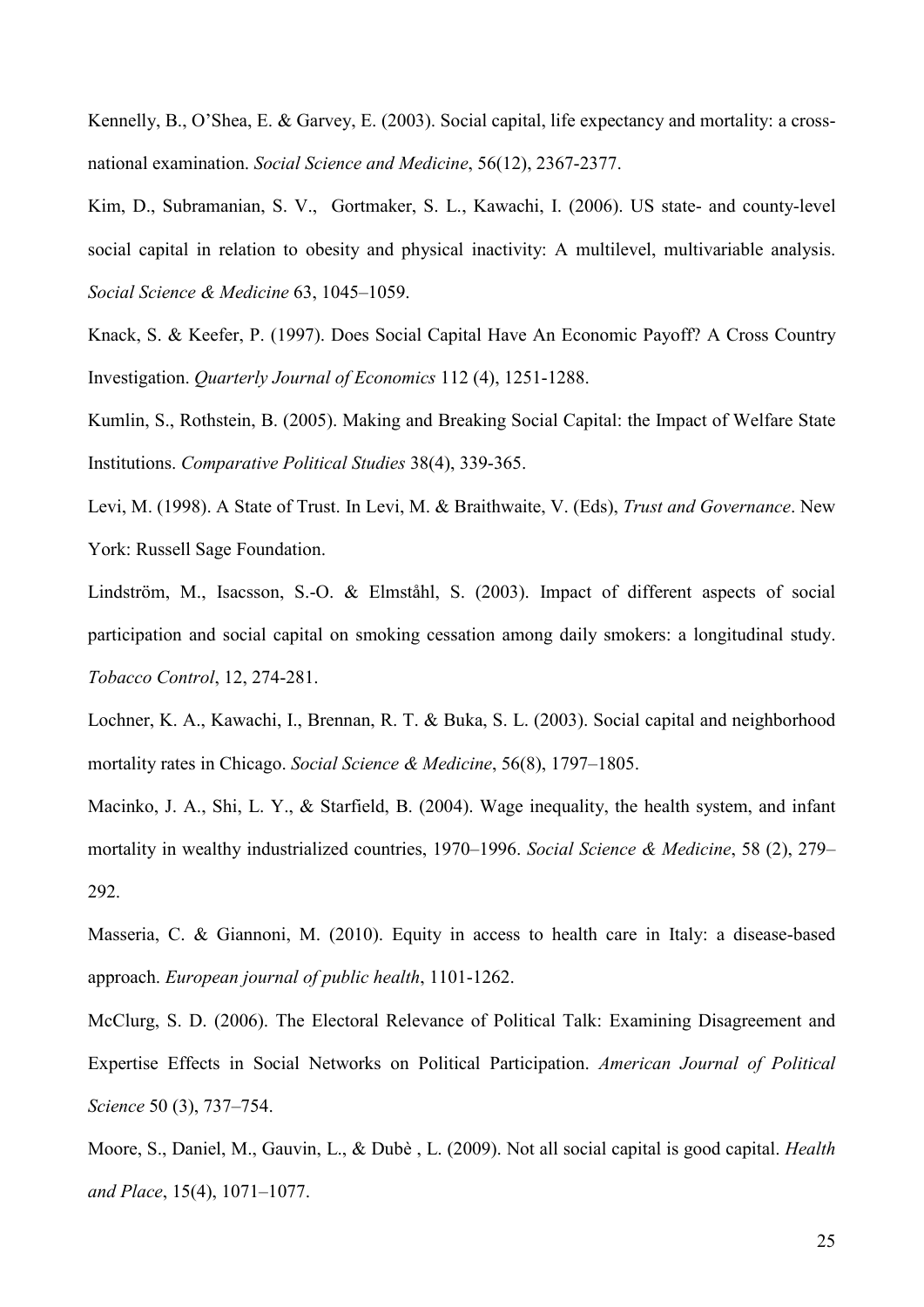Kennelly, B., O'Shea, E. & Garvey, E. (2003). Social capital, life expectancy and mortality: a cross-national examination. *Social Science and Medicine*, 56(12), 2367-2377.

Kim, D., Subramanian, S. V., Gortmaker, S. L., Kawachi, I. (2006). US state- and county-level social capital in relation to obesity and physical inactivity: A multilevel, multivariable analysis. *Social Science & Medicine* 63, 1045–1059.

Knack, S. & Keefer, P. (1997). Does Social Capital Have An Economic Payoff? A Cross Country Investigation. *Quarterly Journal of Economics* 112 (4), 1251-1288.

Kumlin, S., Rothstein, B. (2005). Making and Breaking Social Capital: the Impact of Welfare State Institutions. *Comparative Political Studies* 38(4), 339-365.

Levi, M. (1998). A State of Trust. In Levi, M. & Braithwaite, V. (Eds), *Trust and Governance*. New York: Russell Sage Foundation.

Lindström, M., Isacsson, S.-O. & Elmståhl, S. (2003). Impact of different aspects of social participation and social capital on smoking cessation among daily smokers: a longitudinal study. *Tobacco Control*, 12, 274-281.

Lochner, K. A., Kawachi, I., Brennan, R. T. & Buka, S. L. (2003). Social capital and neighborhood mortality rates in Chicago. *Social Science & Medicine*, 56(8), 1797–1805.

Macinko, J. A., Shi, L. Y., & Starfield, B. (2004). Wage inequality, the health system, and infant mortality in wealthy industrialized countries, 1970–1996. *Social Science & Medicine*, 58 (2), 279–292.

Masseria, C. & Giannoni, M. (2010). Equity in access to health care in Italy: a disease-based approach. *European journal of public health*, 1101-1262.

McClurg, S. D. (2006). The Electoral Relevance of Political Talk: Examining Disagreement and Expertise Effects in Social Networks on Political Participation. *American Journal of Political Science* 50 (3), 737–754.

Moore, S., Daniel, M., Gauvin, L., & Dubè , L. (2009). Not all social capital is good capital. *Health and Place*, 15(4), 1071–1077.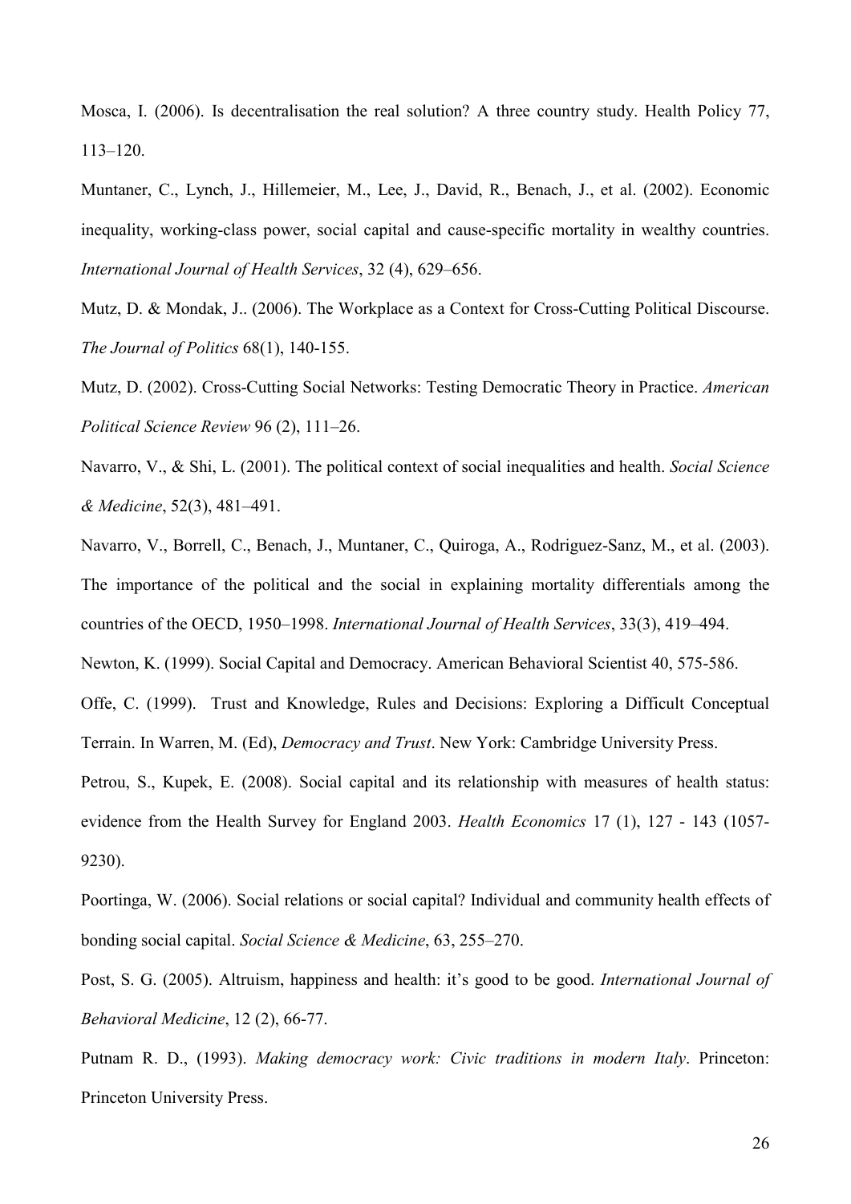Mosca, I. (2006). Is decentralisation the real solution? A three country study. Health Policy 77, 113–120.

Muntaner, C., Lynch, J., Hillemeier, M., Lee, J., David, R., Benach, J., et al. (2002). Economic inequality, working-class power, social capital and cause-specific mortality in wealthy countries. *International Journal of Health Services*, 32 (4), 629–656.

Mutz, D. & Mondak, J.. (2006). The Workplace as a Context for Cross-Cutting Political Discourse. *The Journal of Politics* 68(1), 140-155.

Mutz, D. (2002). Cross-Cutting Social Networks: Testing Democratic Theory in Practice. *American Political Science Review* 96 (2), 111–26.

Navarro, V., & Shi, L. (2001). The political context of social inequalities and health. *Social Science & Medicine*, 52(3), 481–491.

Navarro, V., Borrell, C., Benach, J., Muntaner, C., Quiroga, A., Rodriguez-Sanz, M., et al. (2003). The importance of the political and the social in explaining mortality differentials among the countries of the OECD, 1950–1998. *International Journal of Health Services*, 33(3), 419–494.

Newton, K. (1999). Social Capital and Democracy. American Behavioral Scientist 40, 575-586.

Offe, C. (1999). Trust and Knowledge, Rules and Decisions: Exploring a Difficult Conceptual Terrain. In Warren, M. (Ed), *Democracy and Trust*. New York: Cambridge University Press.

Petrou, S., Kupek, E. (2008). Social capital and its relationship with measures of health status: evidence from the Health Survey for England 2003. *Health Economics* 17 (1), 127 - 143 (1057-9230).

Poortinga, W. (2006). Social relations or social capital? Individual and community health effects of bonding social capital. *Social Science & Medicine*, 63, 255–270.

Post, S. G. (2005). Altruism, happiness and health: it's good to be good. *International Journal of Behavioral Medicine*, 12 (2), 66-77.

Putnam R. D., (1993). *Making democracy work: Civic traditions in modern Italy*. Princeton: Princeton University Press.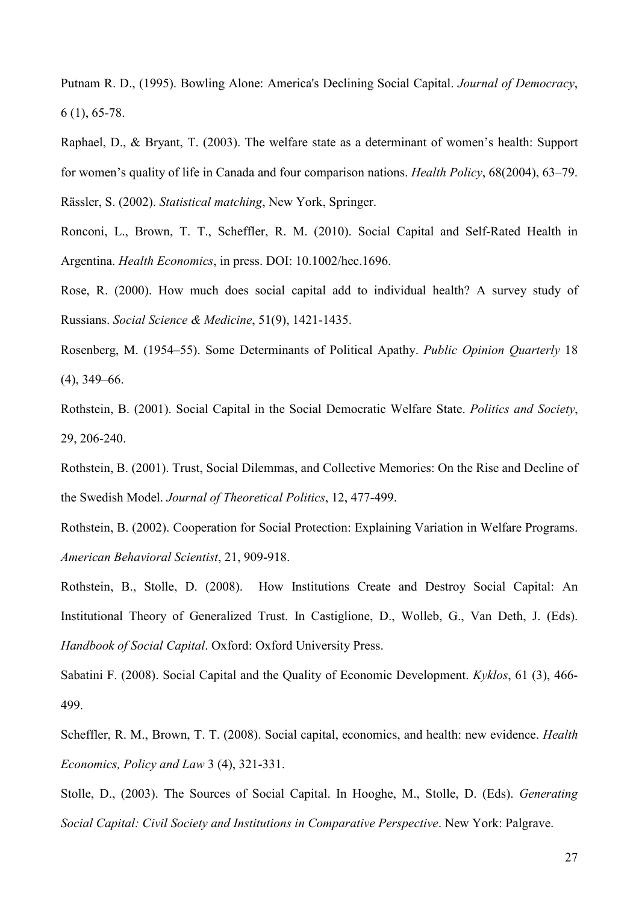Putnam R. D., (1995). Bowling Alone: America's Declining Social Capital. *Journal of Democracy*, 6 (1), 65-78.

Raphael, D., & Bryant, T. (2003). The welfare state as a determinant of women's health: Support for women's quality of life in Canada and four comparison nations. *Health Policy*, 68(2004), 63–79.

Rässler, S. (2002). *Statistical matching*, New York, Springer.

Ronconi, L., Brown, T. T., Scheffler, R. M. (2010). Social Capital and Self-Rated Health in Argentina. *Health Economics*, in press. DOI: 10.1002/hec.1696.

Rose, R. (2000). How much does social capital add to individual health? A survey study of Russians. *Social Science & Medicine*, 51(9), 1421-1435.

Rosenberg, M. (1954–55). Some Determinants of Political Apathy. *Public Opinion Quarterly* 18 (4), 349–66.

Rothstein, B. (2001). Social Capital in the Social Democratic Welfare State. *Politics and Society*, 29, 206-240.

Rothstein, B. (2001). Trust, Social Dilemmas, and Collective Memories: On the Rise and Decline of the Swedish Model. *Journal of Theoretical Politics*, 12, 477-499.

Rothstein, B. (2002). Cooperation for Social Protection: Explaining Variation in Welfare Programs. *American Behavioral Scientist*, 21, 909-918.

Rothstein, B., Stolle, D. (2008). How Institutions Create and Destroy Social Capital: An Institutional Theory of Generalized Trust. In Castiglione, D., Wolleb, G., Van Deth, J. (Eds). *Handbook of Social Capital*. Oxford: Oxford University Press.

Sabatini F. (2008). Social Capital and the Quality of Economic Development. *Kyklos*, 61 (3), 466-499.

Scheffler, R. M., Brown, T. T. (2008). Social capital, economics, and health: new evidence. *Health Economics, Policy and Law* 3 (4), 321-331.

Stolle, D., (2003). The Sources of Social Capital. In Hooghe, M., Stolle, D. (Eds). *Generating Social Capital: Civil Society and Institutions in Comparative Perspective*. New York: Palgrave.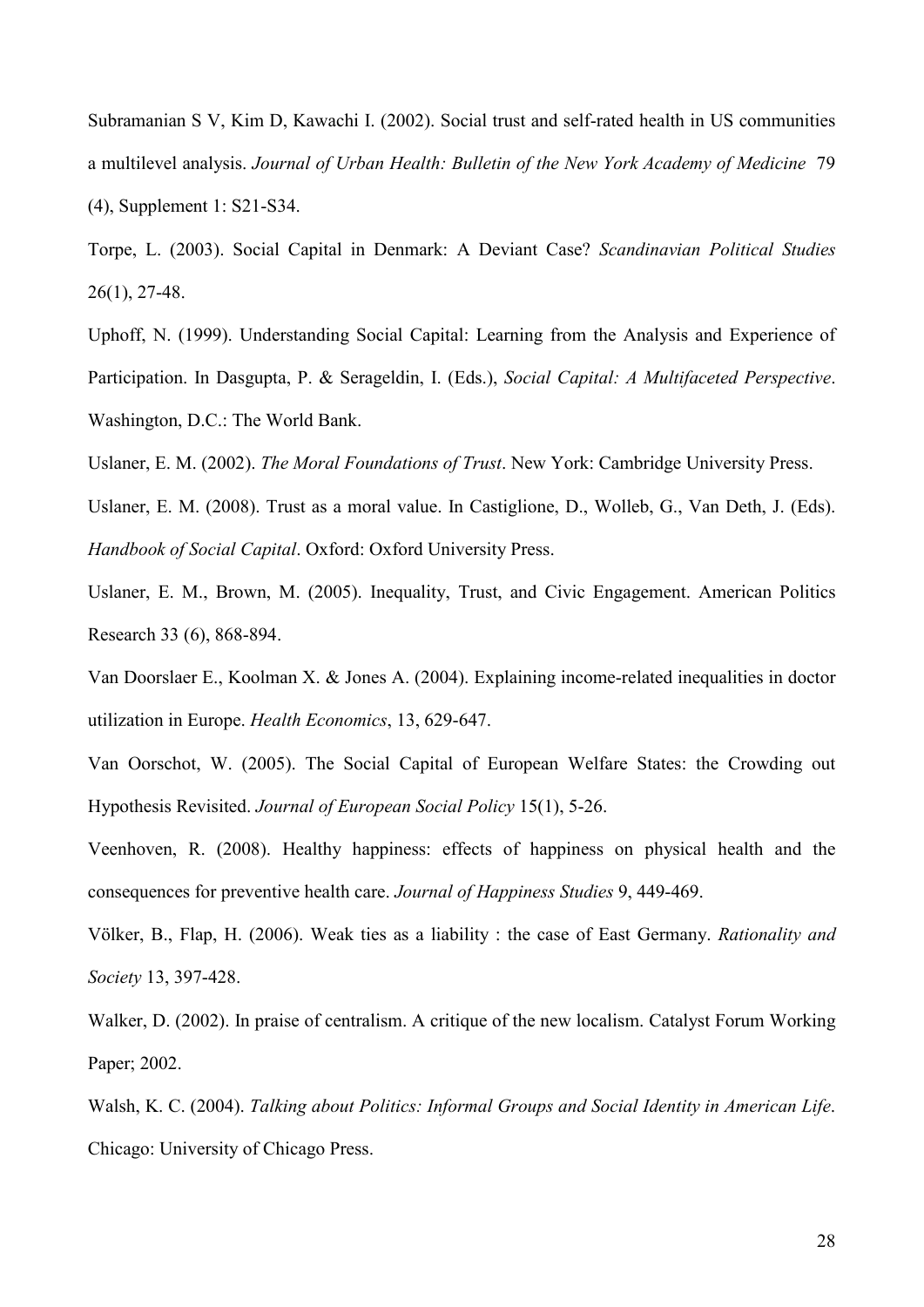Subramanian S V, Kim D, Kawachi I. (2002). Social trust and self-rated health in US communities a multilevel analysis. *Journal of Urban Health: Bulletin of the New York Academy of Medicine* 79 (4), Supplement 1: S21-S34.

Torpe, L. (2003). Social Capital in Denmark: A Deviant Case? *Scandinavian Political Studies* 26(1), 27-48.

Uphoff, N. (1999). Understanding Social Capital: Learning from the Analysis and Experience of Participation. In Dasgupta, P. & Serageldin, I. (Eds.), *Social Capital: A Multifaceted Perspective*. Washington, D.C.: The World Bank.

Uslaner, E. M. (2002). *The Moral Foundations of Trust*. New York: Cambridge University Press.

Uslaner, E. M. (2008). Trust as a moral value. In Castiglione, D., Wolleb, G., Van Deth, J. (Eds). *Handbook of Social Capital*. Oxford: Oxford University Press.

Uslaner, E. M., Brown, M. (2005). Inequality, Trust, and Civic Engagement. American Politics Research 33 (6), 868-894.

Van Doorslaer E., Koolman X. & Jones A. (2004). Explaining income-related inequalities in doctor utilization in Europe. *Health Economics*, 13, 629-647.

Van Oorschot, W. (2005). The Social Capital of European Welfare States: the Crowding out Hypothesis Revisited. *Journal of European Social Policy* 15(1), 5-26.

Veenhoven, R. (2008). Healthy happiness: effects of happiness on physical health and the consequences for preventive health care. *Journal of Happiness Studies* 9, 449-469.

Völker, B., Flap, H. (2006). Weak ties as a liability : the case of East Germany. *Rationality and Society* 13, 397-428.

Walker, D. (2002). In praise of centralism. A critique of the new localism. Catalyst Forum Working Paper; 2002.

Walsh, K. C. (2004). *Talking about Politics: Informal Groups and Social Identity in American Life*. Chicago: University of Chicago Press.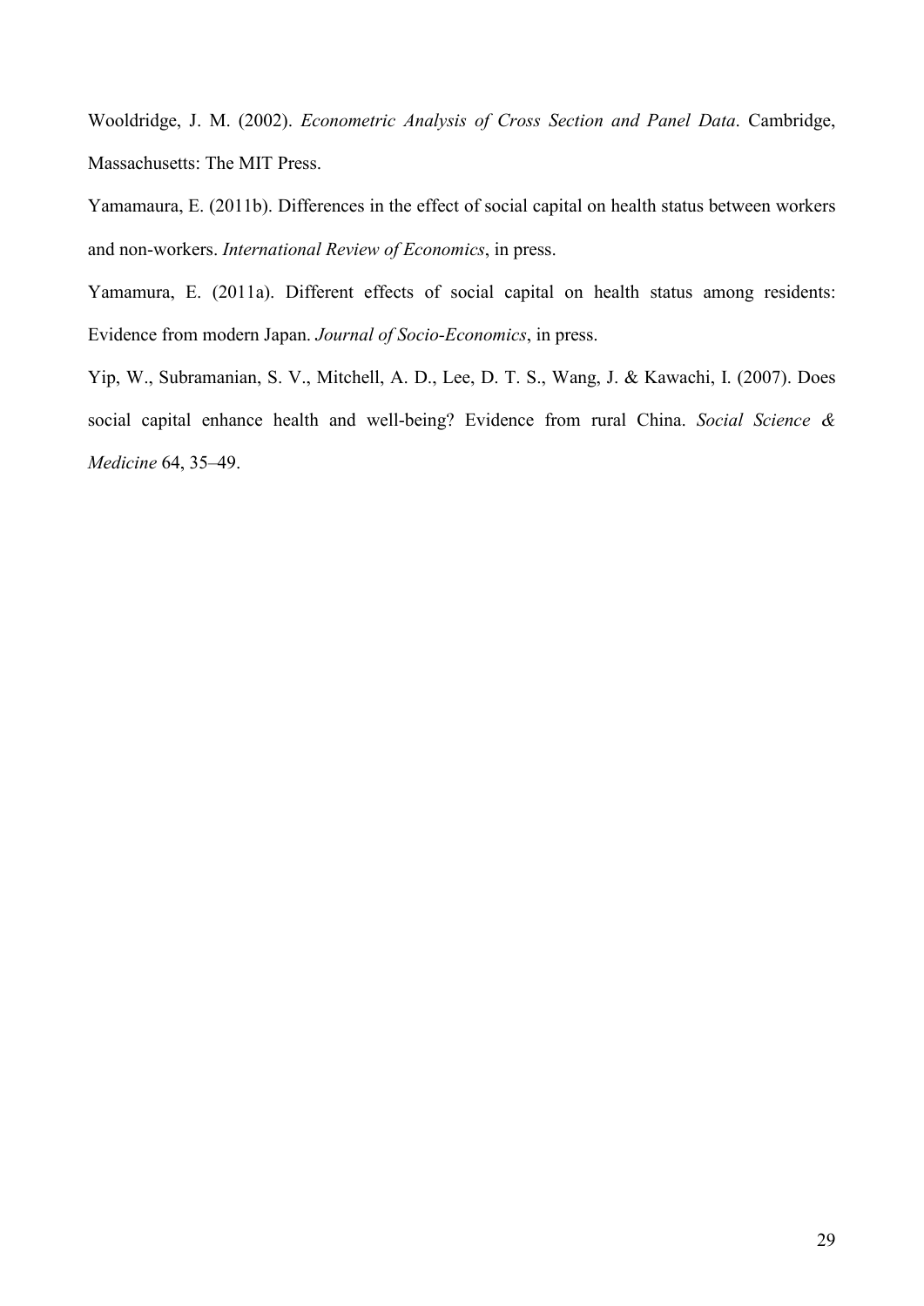Wooldridge, J. M. (2002). *Econometric Analysis of Cross Section and Panel Data*. Cambridge, Massachusetts: The MIT Press.

Yamamaura, E. (2011b). Differences in the effect of social capital on health status between workers and non-workers. *International Review of Economics*, in press.

Yamamura, E. (2011a). Different effects of social capital on health status among residents: Evidence from modern Japan. *Journal of Socio-Economics*, in press.

Yip, W., Subramanian, S. V., Mitchell, A. D., Lee, D. T. S., Wang, J. & Kawachi, I. (2007). Does social capital enhance health and well-being? Evidence from rural China. *Social Science & Medicine* 64, 35–49.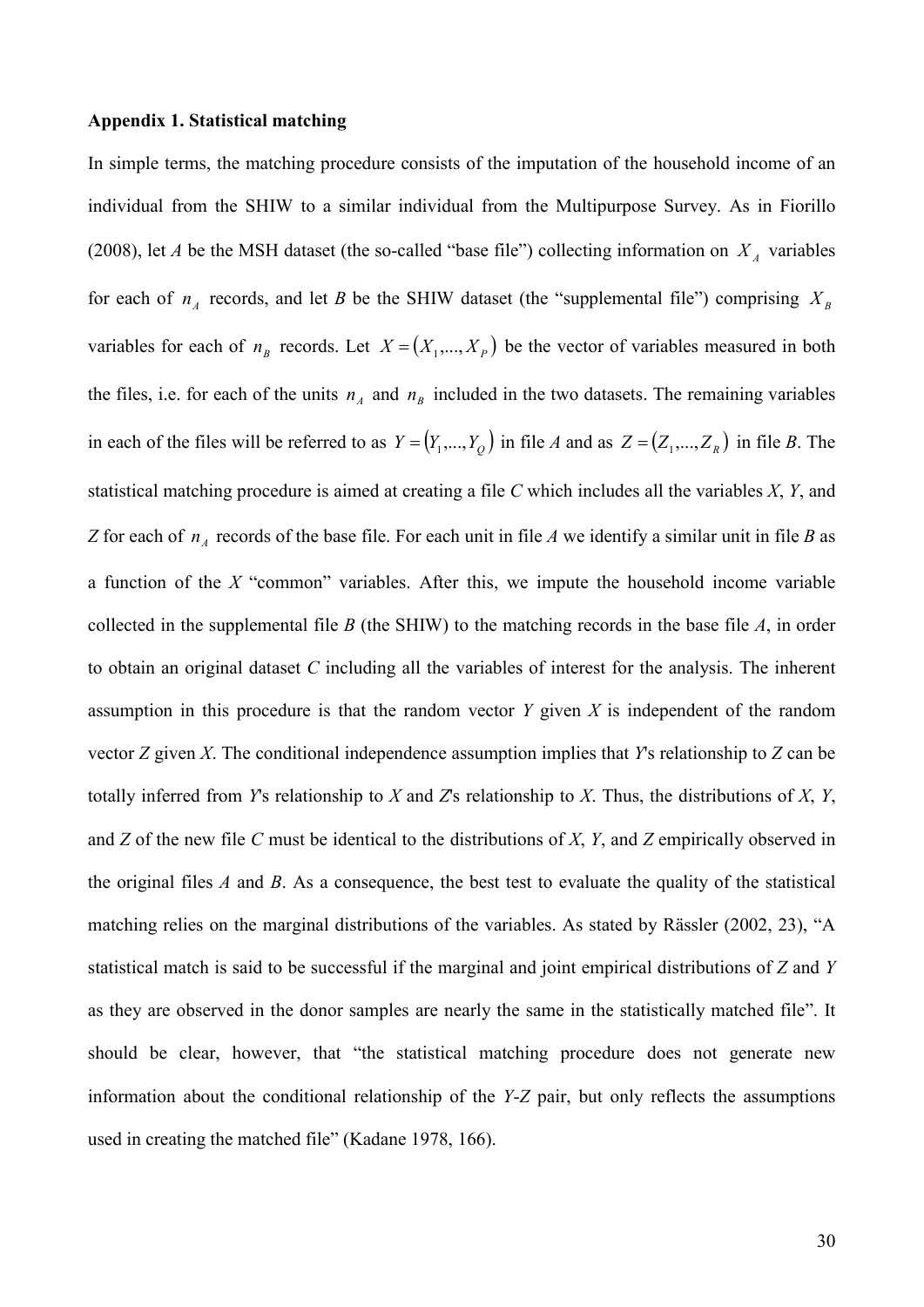**Appendix 1. Statistical matching**

In simple terms, the matching procedure consists of the imputation of the household income of an individual from the SHIW to a similar individual from the Multipurpose Survey. As in Fiorillo (2008), let *A* be the MSH dataset (the so-called "base file") collecting information on $X_A$ variables for each of $n_A$ records, and let *B* be the SHIW dataset (the "supplemental file") comprising $X_B$ variables for each of $n_B$ records. Let $X = (X_1,...,X_P)$ be the vector of variables measured in both the files, i.e. for each of the units $n_A$ and $n_B$ included in the two datasets. The remaining variables in each of the files will be referred to as $Y = (Y_1,...,Y_Q)$ in file *A* and as $Z = (Z_1,...,Z_R)$ in file *B*. The statistical matching procedure is aimed at creating a file *C* which includes all the variables *X*, *Y*, and *Z* for each of $n_A$ records of the base file. For each unit in file *A* we identify a similar unit in file *B* as a function of the *X* "common" variables. After this, we impute the household income variable collected in the supplemental file *B* (the SHIW) to the matching records in the base file *A*, in order to obtain an original dataset *C* including all the variables of interest for the analysis. The inherent assumption in this procedure is that the random vector *Y* given *X* is independent of the random vector *Z* given *X*. The conditional independence assumption implies that *Y*'s relationship to *Z* can be totally inferred from *Y*'s relationship to *X* and *Z*'s relationship to *X*. Thus, the distributions of *X*, *Y*, and *Z* of the new file *C* must be identical to the distributions of *X*, *Y*, and *Z* empirically observed in the original files *A* and *B*. As a consequence, the best test to evaluate the quality of the statistical matching relies on the marginal distributions of the variables. As stated by Rässler (2002, 23), "A statistical match is said to be successful if the marginal and joint empirical distributions of *Z* and *Y* as they are observed in the donor samples are nearly the same in the statistically matched file". It should be clear, however, that "the statistical matching procedure does not generate new information about the conditional relationship of the *Y*-*Z* pair, but only reflects the assumptions used in creating the matched file" (Kadane 1978, 166).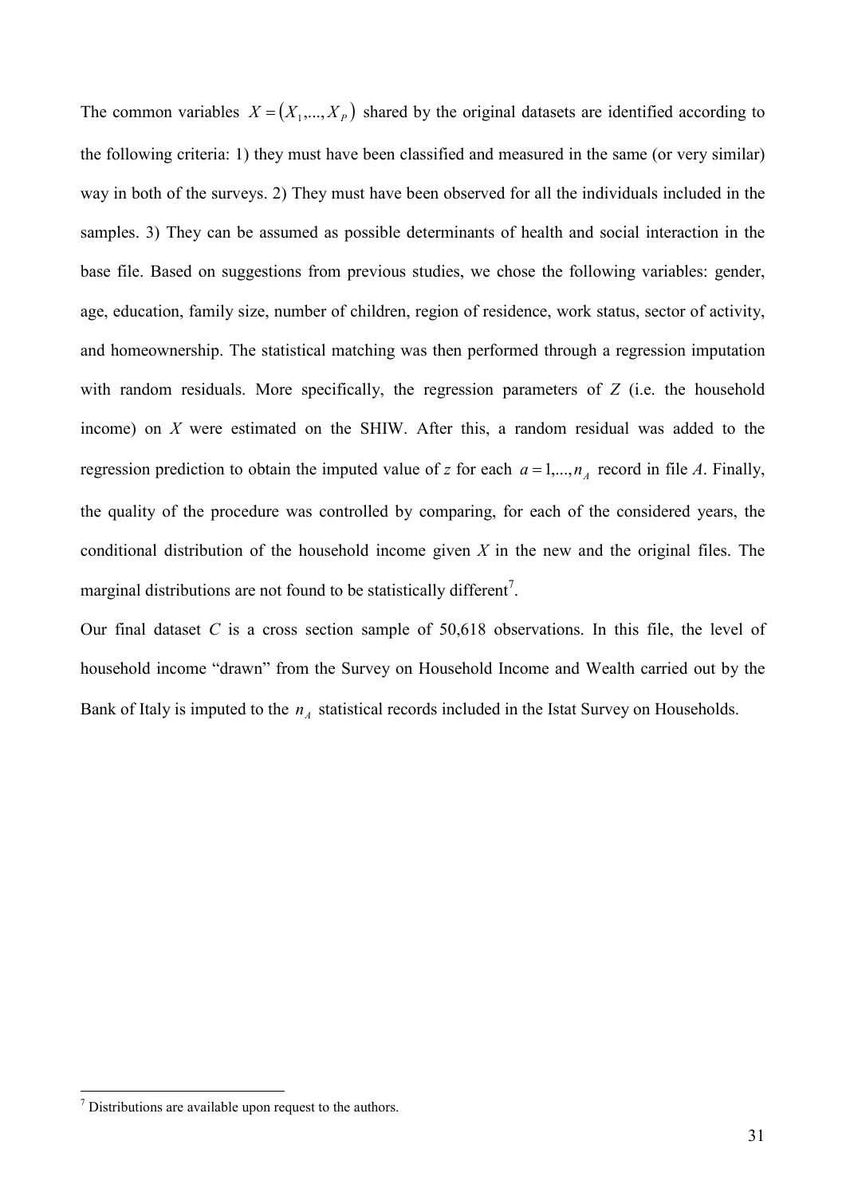The common variables $X = (X_1,...,X_P)$ shared by the original datasets are identified according to the following criteria: 1) they must have been classified and measured in the same (or very similar) way in both of the surveys. 2) They must have been observed for all the individuals included in the samples. 3) They can be assumed as possible determinants of health and social interaction in the base file. Based on suggestions from previous studies, we chose the following variables: gender, age, education, family size, number of children, region of residence, work status, sector of activity, and homeownership. The statistical matching was then performed through a regression imputation with random residuals. More specifically, the regression parameters of $Z$ (i.e. the household income) on $X$ were estimated on the SHIW. After this, a random residual was added to the regression prediction to obtain the imputed value of $z$ for each $a = 1,...,n_A$ record in file $A$. Finally, the quality of the procedure was controlled by comparing, for each of the considered years, the conditional distribution of the household income given $X$ in the new and the original files. The marginal distributions are not found to be statistically different[7].

Our final dataset $C$ is a cross section sample of 50,618 observations. In this file, the level of household income "drawn" from the Survey on Household Income and Wealth carried out by the Bank of Italy is imputed to the $n_A$ statistical records included in the Istat Survey on Households.

---

[7] Distributions are available upon request to the authors.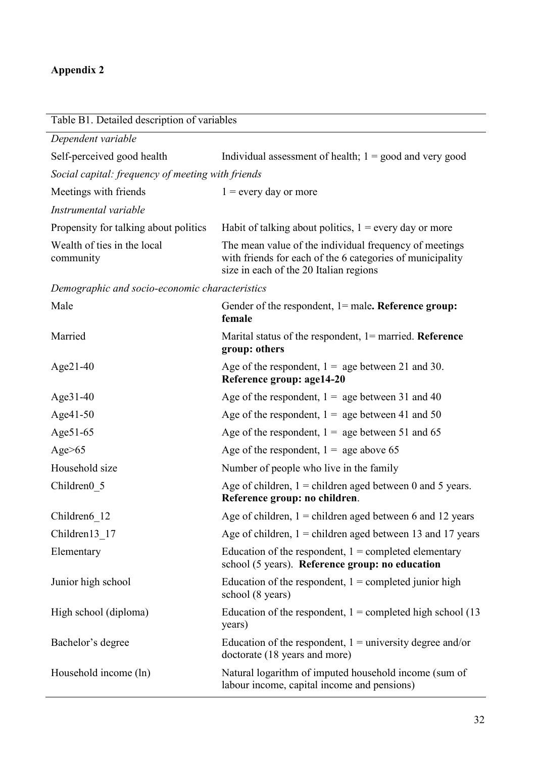**Appendix 2**

| Table B1. Detailed description of variables | |
|---|---|
| *Dependent variable* | |
| Self-perceived good health | Individual assessment of health; 1 = good and very good |
| *Social capital: frequency of meeting with friends* | |
| Meetings with friends | 1 = every day or more |
| *Instrumental variable* | |
| Propensity for talking about politics | Habit of talking about politics, 1 = every day or more |
| Wealth of ties in the local community | The mean value of the individual frequency of meetings with friends for each of the 6 categories of municipality size in each of the 20 Italian regions |
| *Demographic and socio-economic characteristics* | |
| Male | Gender of the respondent, 1= male**. Reference group: female** |
| Married | Marital status of the respondent, 1= married. **Reference group: others** |
| Age21-40 | Age of the respondent, 1 = age between 21 and 30. **Reference group: age14-20** |
| Age31-40 | Age of the respondent, 1 = age between 31 and 40 |
| Age41-50 | Age of the respondent, 1 = age between 41 and 50 |
| Age51-65 | Age of the respondent, 1 = age between 51 and 65 |
| Age>65 | Age of the respondent, 1 = age above 65 |
| Household size | Number of people who live in the family |
| Children0_5 | Age of children, 1 = children aged between 0 and 5 years. **Reference group: no children**. |
| Children6_12 | Age of children, 1 = children aged between 6 and 12 years |
| Children13_17 | Age of children, 1 = children aged between 13 and 17 years |
| Elementary | Education of the respondent, 1 = completed elementary school (5 years). **Reference group: no education** |
| Junior high school | Education of the respondent, 1 = completed junior high school (8 years) |
| High school (diploma) | Education of the respondent, 1 = completed high school (13 years) |
| Bachelor's degree | Education of the respondent, 1 = university degree and/or doctorate (18 years and more) |
| Household income (ln) | Natural logarithm of imputed household income (sum of labour income, capital income and pensions) |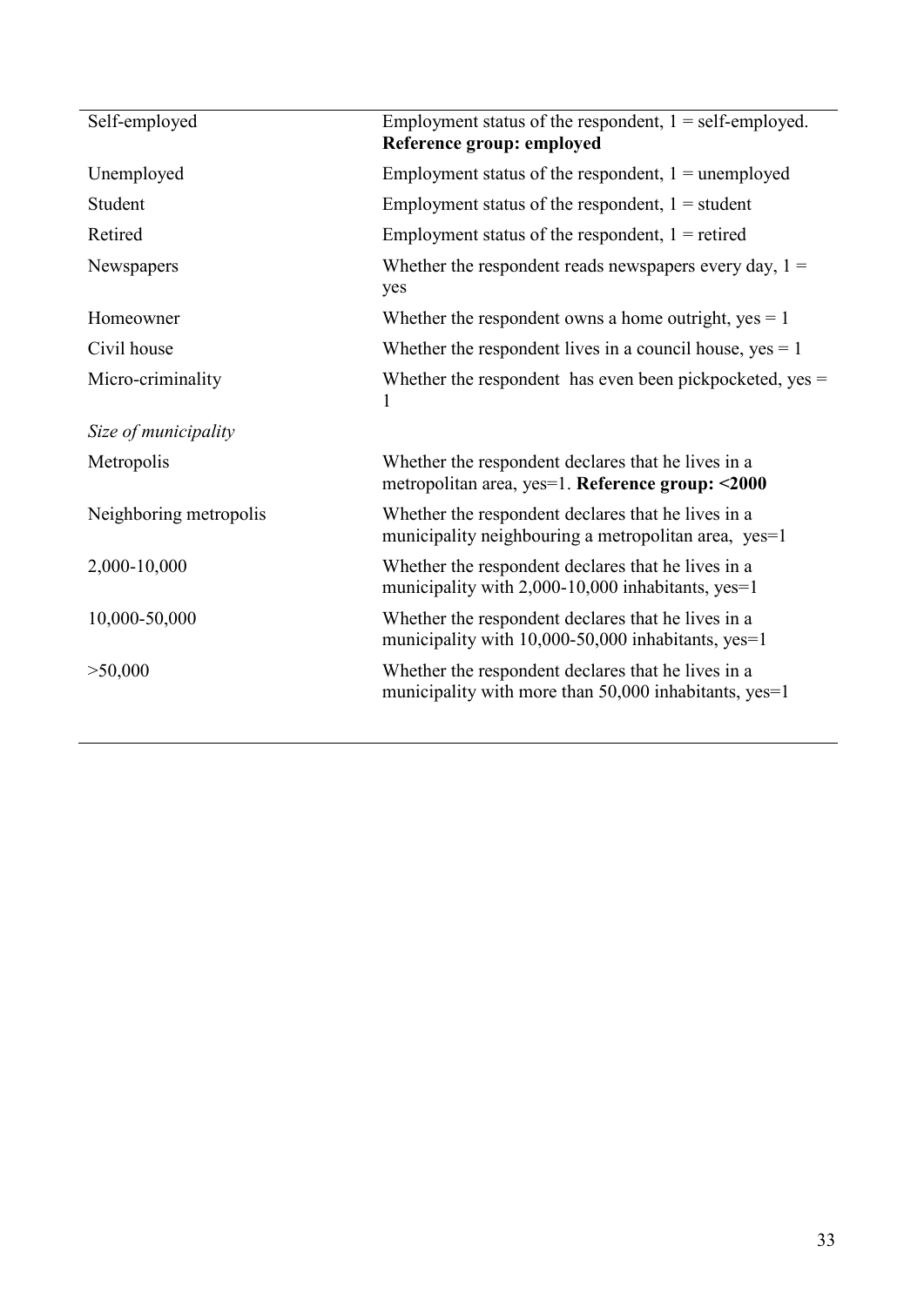| | |
|---|---|
| Self-employed | Employment status of the respondent, 1 = self-employed. **Reference group: employed** |
| Unemployed | Employment status of the respondent, 1 = unemployed |
| Student | Employment status of the respondent, 1 = student |
| Retired | Employment status of the respondent, 1 = retired |
| Newspapers | Whether the respondent reads newspapers every day, 1 = yes |
| Homeowner | Whether the respondent owns a home outright, yes = 1 |
| Civil house | Whether the respondent lives in a council house, yes = 1 |
| Micro-criminality | Whether the respondent has even been pickpocketed, yes = 1 |
| *Size of municipality* | |
| Metropolis | Whether the respondent declares that he lives in a metropolitan area, yes=1. **Reference group: <2000** |
| Neighboring metropolis | Whether the respondent declares that he lives in a municipality neighbouring a metropolitan area, yes=1 |
| 2,000-10,000 | Whether the respondent declares that he lives in a municipality with 2,000-10,000 inhabitants, yes=1 |
| 10,000-50,000 | Whether the respondent declares that he lives in a municipality with 10,000-50,000 inhabitants, yes=1 |
| >50,000 | Whether the respondent declares that he lives in a municipality with more than 50,000 inhabitants, yes=1 |